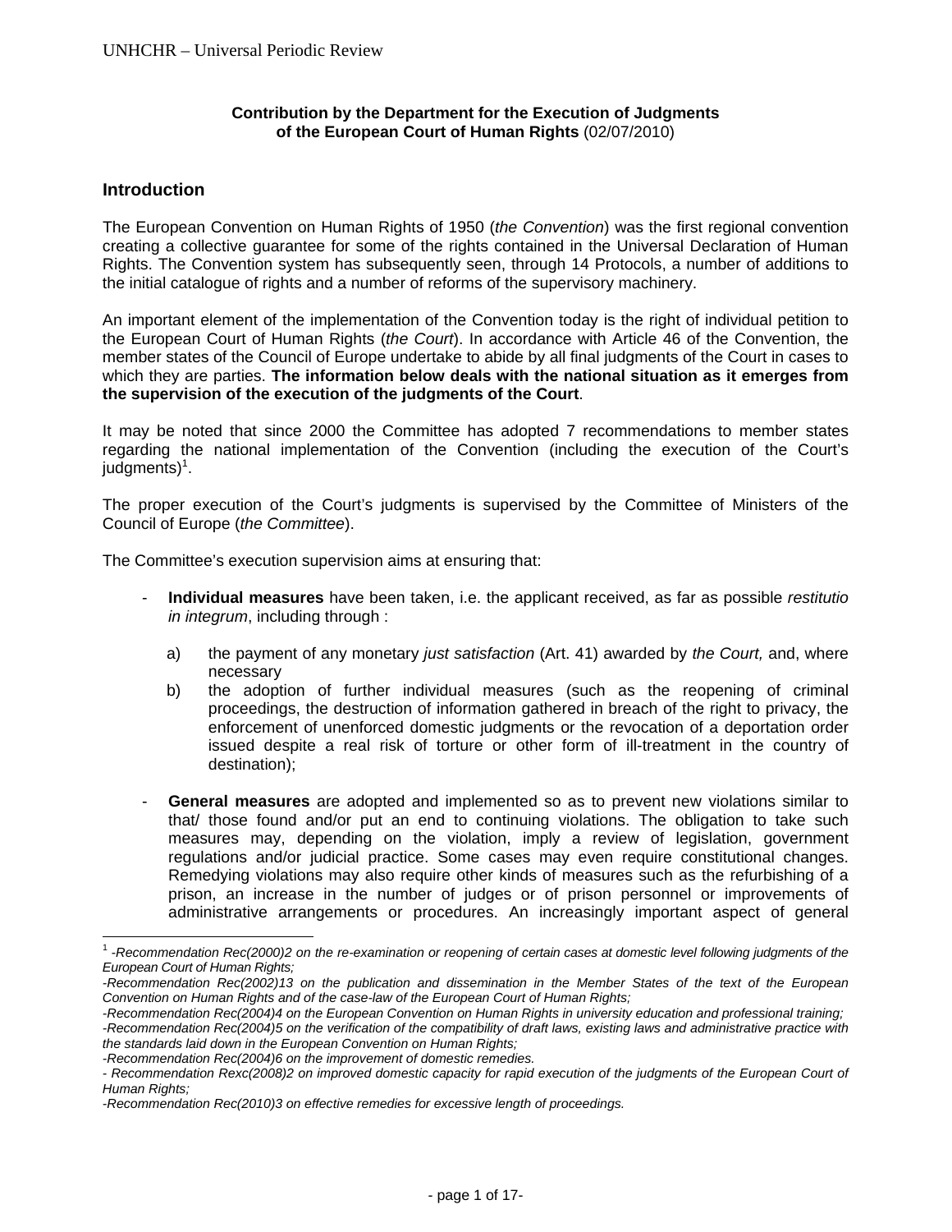**Contribution by the Department for the Execution of Judgments of the European Court of Human Rights** (02/07/2010)

## Introduction

The European Convention on Human Rights of 1950 (*the Convention*) was the first regional convention creating a collective guarantee for some of the rights contained in the Universal Declaration of Human Rights. The Convention system has subsequently seen, through 14 Protocols, a number of additions to the initial catalogue of rights and a number of reforms of the supervisory machinery.

An important element of the implementation of the Convention today is the right of individual petition to the European Court of Human Rights (*the Court*). In accordance with Article 46 of the Convention, the member states of the Council of Europe undertake to abide by all final judgments of the Court in cases to which they are parties. **The information below deals with the national situation as it emerges from the supervision of the execution of the judgments of the Court**.

It may be noted that since 2000 the Committee has adopted 7 recommendations to member states regarding the national implementation of the Convention (including the execution of the Court's judgments)[1].

The proper execution of the Court's judgments is supervised by the Committee of Ministers of the Council of Europe (*the Committee*).

The Committee's execution supervision aims at ensuring that:

- **Individual measures** have been taken, i.e. the applicant received, as far as possible *restitutio in integrum*, including through :
    - a) the payment of any monetary *just satisfaction* (Art. 41) awarded by *the Court,* and, where necessary
    - b) the adoption of further individual measures (such as the reopening of criminal proceedings, the destruction of information gathered in breach of the right to privacy, the enforcement of unenforced domestic judgments or the revocation of a deportation order issued despite a real risk of torture or other form of ill-treatment in the country of destination);
- **General measures** are adopted and implemented so as to prevent new violations similar to that/ those found and/or put an end to continuing violations. The obligation to take such measures may, depending on the violation, imply a review of legislation, government regulations and/or judicial practice. Some cases may even require constitutional changes. Remedying violations may also require other kinds of measures such as the refurbishing of a prison, an increase in the number of judges or of prison personnel or improvements of administrative arrangements or procedures. An increasingly important aspect of general

---

[1] *-Recommendation Rec(2000)2 on the re-examination or reopening of certain cases at domestic level following judgments of the European Court of Human Rights;*
*-Recommendation Rec(2002)13 on the publication and dissemination in the Member States of the text of the European Convention on Human Rights and of the case-law of the European Court of Human Rights;*
*-Recommendation Rec(2004)4 on the European Convention on Human Rights in university education and professional training;*
*-Recommendation Rec(2004)5 on the verification of the compatibility of draft laws, existing laws and administrative practice with the standards laid down in the European Convention on Human Rights;*
*-Recommendation Rec(2004)6 on the improvement of domestic remedies.*
*- Recommendation Rexc(2008)2 on improved domestic capacity for rapid execution of the judgments of the European Court of Human Rights;*
*-Recommendation Rec(2010)3 on effective remedies for excessive length of proceedings.*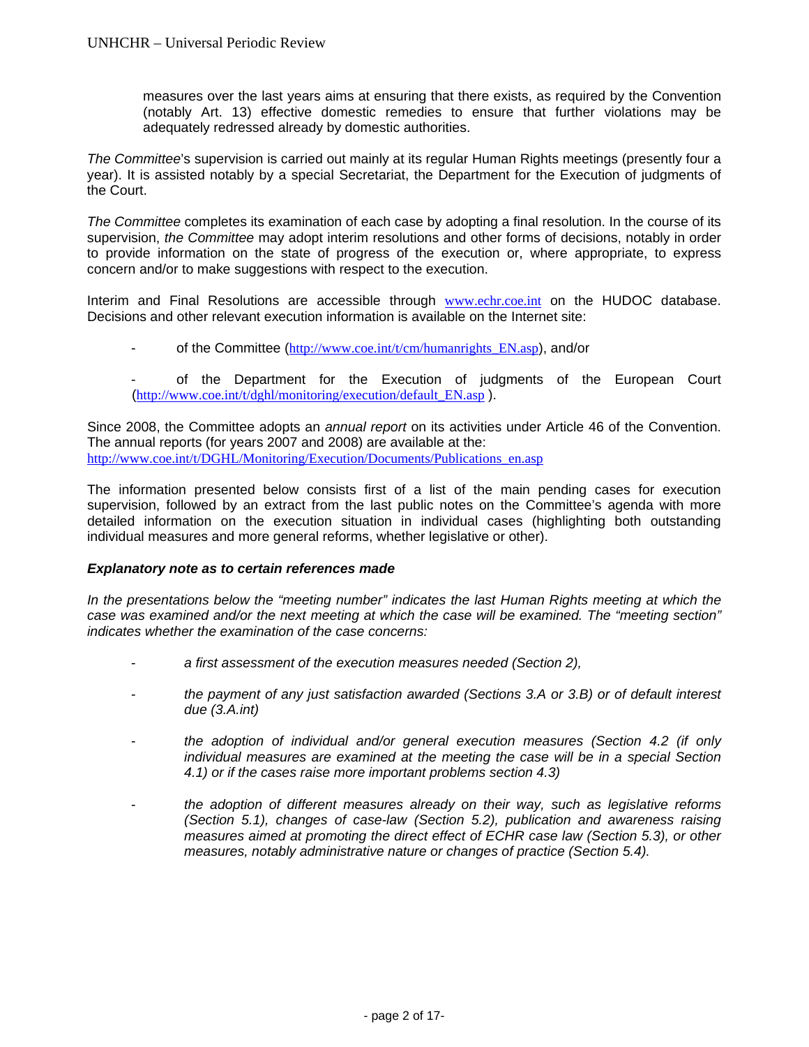measures over the last years aims at ensuring that there exists, as required by the Convention (notably Art. 13) effective domestic remedies to ensure that further violations may be adequately redressed already by domestic authorities.

*The Committee*'s supervision is carried out mainly at its regular Human Rights meetings (presently four a year). It is assisted notably by a special Secretariat, the Department for the Execution of judgments of the Court.

*The Committee* completes its examination of each case by adopting a final resolution. In the course of its supervision, *the Committee* may adopt interim resolutions and other forms of decisions, notably in order to provide information on the state of progress of the execution or, where appropriate, to express concern and/or to make suggestions with respect to the execution.

Interim and Final Resolutions are accessible through www.echr.coe.int on the HUDOC database. Decisions and other relevant execution information is available on the Internet site:

- of the Committee (http://www.coe.int/t/cm/humanrights_EN.asp), and/or

- of the Department for the Execution of judgments of the European Court (http://www.coe.int/t/dghl/monitoring/execution/default_EN.asp ).

Since 2008, the Committee adopts an *annual report* on its activities under Article 46 of the Convention. The annual reports (for years 2007 and 2008) are available at the:
http://www.coe.int/t/DGHL/Monitoring/Execution/Documents/Publications_en.asp

The information presented below consists first of a list of the main pending cases for execution supervision, followed by an extract from the last public notes on the Committee's agenda with more detailed information on the execution situation in individual cases (highlighting both outstanding individual measures and more general reforms, whether legislative or other).

***Explanatory note as to certain references made***

*In the presentations below the "meeting number" indicates the last Human Rights meeting at which the case was examined and/or the next meeting at which the case will be examined. The "meeting section" indicates whether the examination of the case concerns:*

- *a first assessment of the execution measures needed (Section 2),*

- *the payment of any just satisfaction awarded (Sections 3.A or 3.B) or of default interest due (3.A.int)*

- *the adoption of individual and/or general execution measures (Section 4.2 (if only individual measures are examined at the meeting the case will be in a special Section 4.1) or if the cases raise more important problems section 4.3)*

- *the adoption of different measures already on their way, such as legislative reforms (Section 5.1), changes of case-law (Section 5.2), publication and awareness raising measures aimed at promoting the direct effect of ECHR case law (Section 5.3), or other measures, notably administrative nature or changes of practice (Section 5.4).*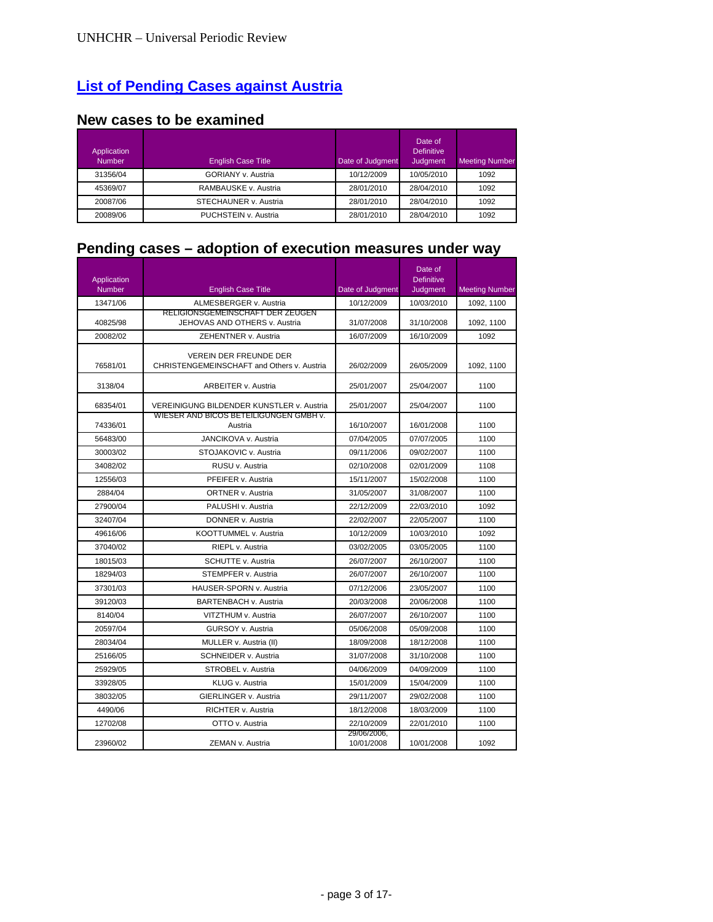## List of Pending Cases against Austria

### New cases to be examined

| Application Number | English Case Title | Date of Judgment | Date of Definitive Judgment | Meeting Number |
|---|---|---|---|---|
| 31356/04 | GORIANY v. Austria | 10/12/2009 | 10/05/2010 | 1092 |
| 45369/07 | RAMBAUSKE v. Austria | 28/01/2010 | 28/04/2010 | 1092 |
| 20087/06 | STECHAUNER v. Austria | 28/01/2010 | 28/04/2010 | 1092 |
| 20089/06 | PUCHSTEIN v. Austria | 28/01/2010 | 28/04/2010 | 1092 |

### Pending cases – adoption of execution measures under way

| Application Number | English Case Title | Date of Judgment | Date of Definitive Judgment | Meeting Number |
|---|---|---|---|---|
| 13471/06 | ALMESBERGER v. Austria | 10/12/2009 | 10/03/2010 | 1092, 1100 |
| 40825/98 | RELIGIONSGEMEINSCHAFT DER ZEUGEN JEHOVAS AND OTHERS v. Austria | 31/07/2008 | 31/10/2008 | 1092, 1100 |
| 20082/02 | ZEHENTNER v. Austria | 16/07/2009 | 16/10/2009 | 1092 |
| 76581/01 | VEREIN DER FREUNDE DER CHRISTENGEMEINSCHAFT and Others v. Austria | 26/02/2009 | 26/05/2009 | 1092, 1100 |
| 3138/04 | ARBEITER v. Austria | 25/01/2007 | 25/04/2007 | 1100 |
| 68354/01 | VEREINIGUNG BILDENDER KUNSTLER v. Austria | 25/01/2007 | 25/04/2007 | 1100 |
| 74336/01 | WIESER AND BICOS BETEILIGUNGEN GMBH v. Austria | 16/10/2007 | 16/01/2008 | 1100 |
| 56483/00 | JANCIKOVA v. Austria | 07/04/2005 | 07/07/2005 | 1100 |
| 30003/02 | STOJAKOVIC v. Austria | 09/11/2006 | 09/02/2007 | 1100 |
| 34082/02 | RUSU v. Austria | 02/10/2008 | 02/01/2009 | 1108 |
| 12556/03 | PFEIFER v. Austria | 15/11/2007 | 15/02/2008 | 1100 |
| 2884/04 | ORTNER v. Austria | 31/05/2007 | 31/08/2007 | 1100 |
| 27900/04 | PALUSHI v. Austria | 22/12/2009 | 22/03/2010 | 1092 |
| 32407/04 | DONNER v. Austria | 22/02/2007 | 22/05/2007 | 1100 |
| 49616/06 | KOOTTUMMEL v. Austria | 10/12/2009 | 10/03/2010 | 1092 |
| 37040/02 | RIEPL v. Austria | 03/02/2005 | 03/05/2005 | 1100 |
| 18015/03 | SCHUTTE v. Austria | 26/07/2007 | 26/10/2007 | 1100 |
| 18294/03 | STEMPFER v. Austria | 26/07/2007 | 26/10/2007 | 1100 |
| 37301/03 | HAUSER-SPORN v. Austria | 07/12/2006 | 23/05/2007 | 1100 |
| 39120/03 | BARTENBACH v. Austria | 20/03/2008 | 20/06/2008 | 1100 |
| 8140/04 | VITZTHUM v. Austria | 26/07/2007 | 26/10/2007 | 1100 |
| 20597/04 | GURSOY v. Austria | 05/06/2008 | 05/09/2008 | 1100 |
| 28034/04 | MULLER v. Austria (II) | 18/09/2008 | 18/12/2008 | 1100 |
| 25166/05 | SCHNEIDER v. Austria | 31/07/2008 | 31/10/2008 | 1100 |
| 25929/05 | STROBEL v. Austria | 04/06/2009 | 04/09/2009 | 1100 |
| 33928/05 | KLUG v. Austria | 15/01/2009 | 15/04/2009 | 1100 |
| 38032/05 | GIERLINGER v. Austria | 29/11/2007 | 29/02/2008 | 1100 |
| 4490/06 | RICHTER v. Austria | 18/12/2008 | 18/03/2009 | 1100 |
| 12702/08 | OTTO v. Austria | 22/10/2009 | 22/01/2010 | 1100 |
| 23960/02 | ZEMAN v. Austria | 29/06/2006, 10/01/2008 | 10/01/2008 | 1092 |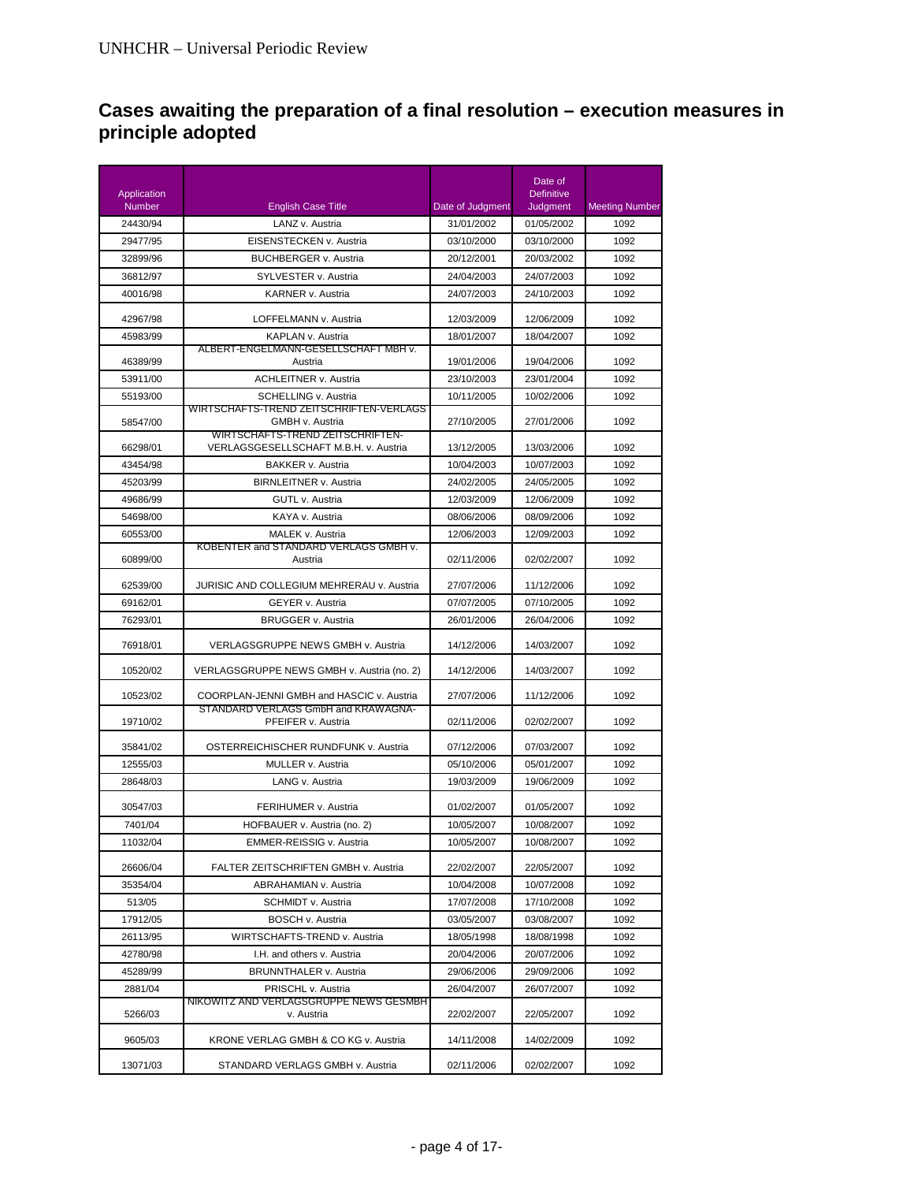## Cases awaiting the preparation of a final resolution – execution measures in principle adopted

| Application Number | English Case Title | Date of Judgment | Date of Definitive Judgment | Meeting Number |
|---|---|---|---|---|
| 24430/94 | LANZ v. Austria | 31/01/2002 | 01/05/2002 | 1092 |
| 29477/95 | EISENSTECKEN v. Austria | 03/10/2000 | 03/10/2000 | 1092 |
| 32899/96 | BUCHBERGER v. Austria | 20/12/2001 | 20/03/2002 | 1092 |
| 36812/97 | SYLVESTER v. Austria | 24/04/2003 | 24/07/2003 | 1092 |
| 40016/98 | KARNER v. Austria | 24/07/2003 | 24/10/2003 | 1092 |
| 42967/98 | LOFFELMANN v. Austria | 12/03/2009 | 12/06/2009 | 1092 |
| 45983/99 | KAPLAN v. Austria | 18/01/2007 | 18/04/2007 | 1092 |
| 46389/99 | ALBERT-ENGELMANN-GESELLSCHAFT MBH v. Austria | 19/01/2006 | 19/04/2006 | 1092 |
| 53911/00 | ACHLEITNER v. Austria | 23/10/2003 | 23/01/2004 | 1092 |
| 55193/00 | SCHELLING v. Austria | 10/11/2005 | 10/02/2006 | 1092 |
| 58547/00 | WIRTSCHAFTS-TREND ZEITSCHRIFTEN-VERLAGS GMBH v. Austria | 27/10/2005 | 27/01/2006 | 1092 |
| 66298/01 | WIRTSCHAFTS-TREND ZEITSCHRIFTEN-VERLAGSGESELLSCHAFT M.B.H. v. Austria | 13/12/2005 | 13/03/2006 | 1092 |
| 43454/98 | BAKKER v. Austria | 10/04/2003 | 10/07/2003 | 1092 |
| 45203/99 | BIRNLEITNER v. Austria | 24/02/2005 | 24/05/2005 | 1092 |
| 49686/99 | GUTL v. Austria | 12/03/2009 | 12/06/2009 | 1092 |
| 54698/00 | KAYA v. Austria | 08/06/2006 | 08/09/2006 | 1092 |
| 60553/00 | MALEK v. Austria | 12/06/2003 | 12/09/2003 | 1092 |
| 60899/00 | KOBENTER and STANDARD VERLAGS GMBH v. Austria | 02/11/2006 | 02/02/2007 | 1092 |
| 62539/00 | JURISIC AND COLLEGIUM MEHRERAU v. Austria | 27/07/2006 | 11/12/2006 | 1092 |
| 69162/01 | GEYER v. Austria | 07/07/2005 | 07/10/2005 | 1092 |
| 76293/01 | BRUGGER v. Austria | 26/01/2006 | 26/04/2006 | 1092 |
| 76918/01 | VERLAGSGRUPPE NEWS GMBH v. Austria | 14/12/2006 | 14/03/2007 | 1092 |
| 10520/02 | VERLAGSGRUPPE NEWS GMBH v. Austria (no. 2) | 14/12/2006 | 14/03/2007 | 1092 |
| 10523/02 | COORPLAN-JENNI GMBH and HASCIC v. Austria | 27/07/2006 | 11/12/2006 | 1092 |
| 19710/02 | STANDARD VERLAGS GmbH and KRAWAGNA-PFEIFER v. Austria | 02/11/2006 | 02/02/2007 | 1092 |
| 35841/02 | OSTERREICHISCHER RUNDFUNK v. Austria | 07/12/2006 | 07/03/2007 | 1092 |
| 12555/03 | MULLER v. Austria | 05/10/2006 | 05/01/2007 | 1092 |
| 28648/03 | LANG v. Austria | 19/03/2009 | 19/06/2009 | 1092 |
| 30547/03 | FERIHUMER v. Austria | 01/02/2007 | 01/05/2007 | 1092 |
| 7401/04 | HOFBAUER v. Austria (no. 2) | 10/05/2007 | 10/08/2007 | 1092 |
| 11032/04 | EMMER-REISSIG v. Austria | 10/05/2007 | 10/08/2007 | 1092 |
| 26606/04 | FALTER ZEITSCHRIFTEN GMBH v. Austria | 22/02/2007 | 22/05/2007 | 1092 |
| 35354/04 | ABRAHAMIAN v. Austria | 10/04/2008 | 10/07/2008 | 1092 |
| 513/05 | SCHMIDT v. Austria | 17/07/2008 | 17/10/2008 | 1092 |
| 17912/05 | BOSCH v. Austria | 03/05/2007 | 03/08/2007 | 1092 |
| 26113/95 | WIRTSCHAFTS-TREND v. Austria | 18/05/1998 | 18/08/1998 | 1092 |
| 42780/98 | I.H. and others v. Austria | 20/04/2006 | 20/07/2006 | 1092 |
| 45289/99 | BRUNNTHALER v. Austria | 29/06/2006 | 29/09/2006 | 1092 |
| 2881/04 | PRISCHL v. Austria | 26/04/2007 | 26/07/2007 | 1092 |
| 5266/03 | NIKOWITZ AND VERLAGSGRUPPE NEWS GESMBH v. Austria | 22/02/2007 | 22/05/2007 | 1092 |
| 9605/03 | KRONE VERLAG GMBH & CO KG v. Austria | 14/11/2008 | 14/02/2009 | 1092 |
| 13071/03 | STANDARD VERLAGS GMBH v. Austria | 02/11/2006 | 02/02/2007 | 1092 |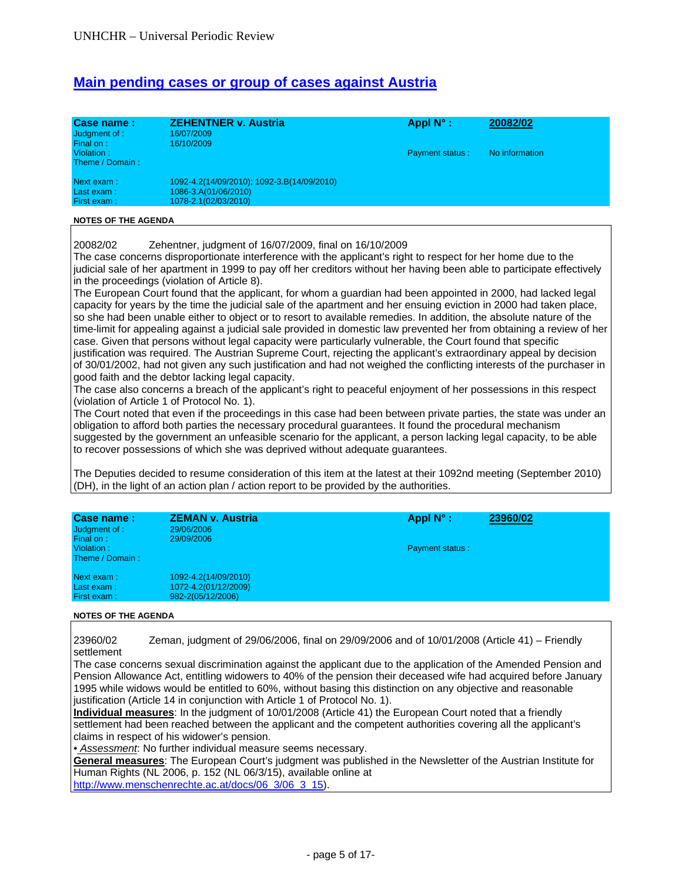## Main pending cases or group of cases against Austria

| Case name : | ZEHENTNER v. Austria | Appl N° : | 20082/02 |
|---|---|---|---|
| Judgment of : | 16/07/2009 | | |
| Final on : | 16/10/2009 | | |
| Violation : | | Payment status : | No information |
| Theme / Domain : | | | |
| Next exam : | 1092-4.2(14/09/2010); 1092-3.B(14/09/2010) | | |
| Last exam : | 1086-3.A(01/06/2010) | | |
| First exam : | 1078-2.1(02/03/2010) | | |

**NOTES OF THE AGENDA**

20082/02 Zehentner, judgment of 16/07/2009, final on 16/10/2009

The case concerns disproportionate interference with the applicant's right to respect for her home due to the judicial sale of her apartment in 1999 to pay off her creditors without her having been able to participate effectively in the proceedings (violation of Article 8).

The European Court found that the applicant, for whom a guardian had been appointed in 2000, had lacked legal capacity for years by the time the judicial sale of the apartment and her ensuing eviction in 2000 had taken place, so she had been unable either to object or to resort to available remedies. In addition, the absolute nature of the time-limit for appealing against a judicial sale provided in domestic law prevented her from obtaining a review of her case. Given that persons without legal capacity were particularly vulnerable, the Court found that specific justification was required. The Austrian Supreme Court, rejecting the applicant's extraordinary appeal by decision of 30/01/2002, had not given any such justification and had not weighed the conflicting interests of the purchaser in good faith and the debtor lacking legal capacity.

The case also concerns a breach of the applicant's right to peaceful enjoyment of her possessions in this respect (violation of Article 1 of Protocol No. 1).

The Court noted that even if the proceedings in this case had been between private parties, the state was under an obligation to afford both parties the necessary procedural guarantees. It found the procedural mechanism suggested by the government an unfeasible scenario for the applicant, a person lacking legal capacity, to be able to recover possessions of which she was deprived without adequate guarantees.

The Deputies decided to resume consideration of this item at the latest at their 1092nd meeting (September 2010) (DH), in the light of an action plan / action report to be provided by the authorities.

| Case name : | ZEMAN v. Austria | Appl N° : | 23960/02 |
|---|---|---|---|
| Judgment of : | 29/06/2006 | | |
| Final on : | 29/09/2006 | | |
| Violation : | | Payment status : | |
| Theme / Domain : | | | |
| Next exam : | 1092-4.2(14/09/2010) | | |
| Last exam : | 1072-4.2(01/12/2009) | | |
| First exam : | 982-2(05/12/2006) | | |

**NOTES OF THE AGENDA**

23960/02 Zeman, judgment of 29/06/2006, final on 29/09/2006 and of 10/01/2008 (Article 41) – Friendly settlement

The case concerns sexual discrimination against the applicant due to the application of the Amended Pension and Pension Allowance Act, entitling widowers to 40% of the pension their deceased wife had acquired before January 1995 while widows would be entitled to 60%, without basing this distinction on any objective and reasonable justification (Article 14 in conjunction with Article 1 of Protocol No. 1).

**Individual measures**: In the judgment of 10/01/2008 (Article 41) the European Court noted that a friendly settlement had been reached between the applicant and the competent authorities covering all the applicant's claims in respect of his widower's pension.

• *Assessment*: No further individual measure seems necessary.

**General measures**: The European Court's judgment was published in the Newsletter of the Austrian Institute for Human Rights (NL 2006, p. 152 (NL 06/3/15), available online at http://www.menschenrechte.ac.at/docs/06_3/06_3_15).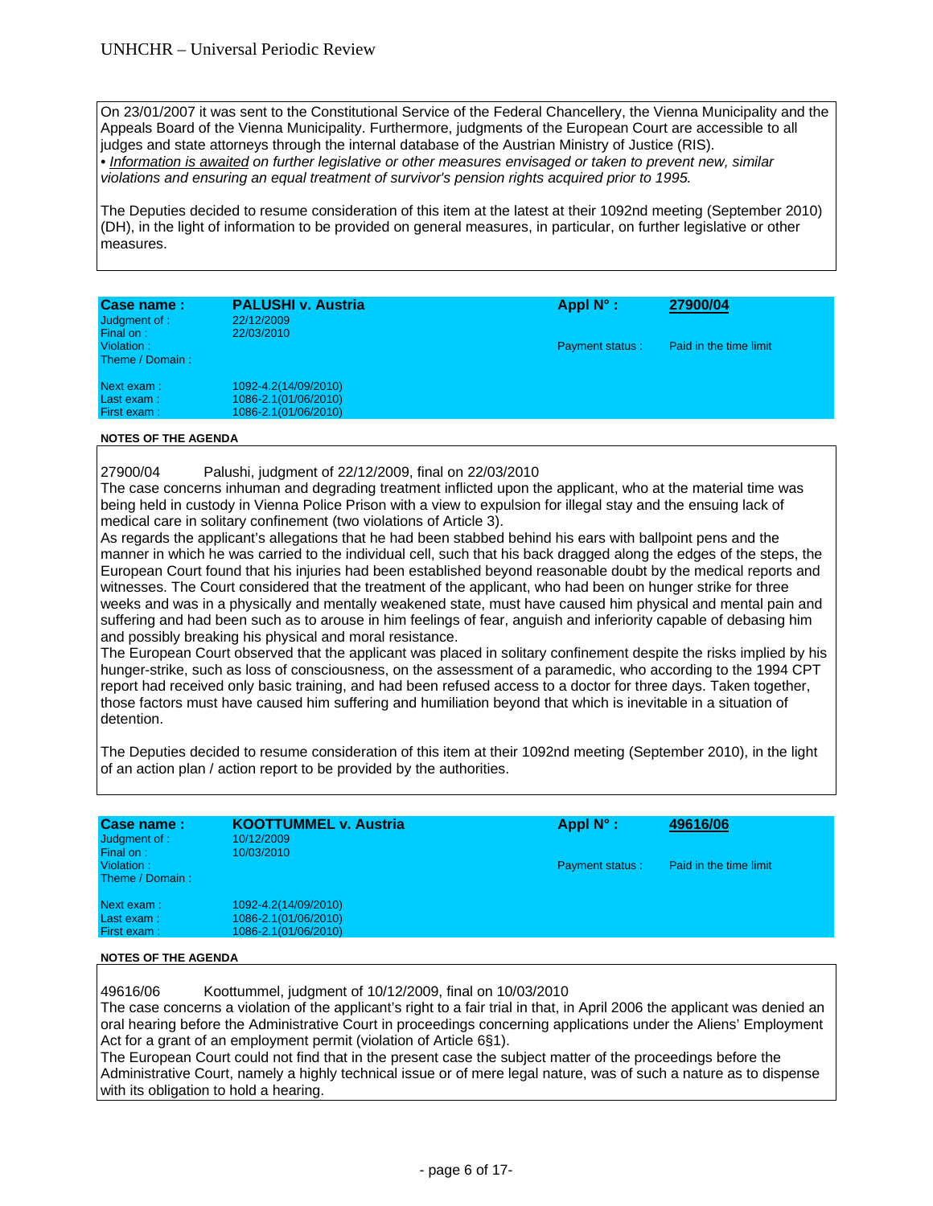On 23/01/2007 it was sent to the Constitutional Service of the Federal Chancellery, the Vienna Municipality and the Appeals Board of the Vienna Municipality. Furthermore, judgments of the European Court are accessible to all judges and state attorneys through the internal database of the Austrian Ministry of Justice (RIS).
• *<u>Information is awaited</u> on further legislative or other measures envisaged or taken to prevent new, similar violations and ensuring an equal treatment of survivor's pension rights acquired prior to 1995.*

The Deputies decided to resume consideration of this item at the latest at their 1092nd meeting (September 2010) (DH), in the light of information to be provided on general measures, in particular, on further legislative or other measures.

| **Case name :** | **PALUSHI v. Austria** | **Appl N° :** | **27900/04** |
|---|---|---|---|
| Judgment of : | 22/12/2009 | | |
| Final on : | 22/03/2010 | | |
| Violation : | | Payment status : | Paid in the time limit |
| Theme / Domain : | | | |
| Next exam : | 1092-4.2(14/09/2010) | | |
| Last exam : | 1086-2.1(01/06/2010) | | |
| First exam : | 1086-2.1(01/06/2010) | | |

**NOTES OF THE AGENDA**

27900/04 Palushi, judgment of 22/12/2009, final on 22/03/2010
The case concerns inhuman and degrading treatment inflicted upon the applicant, who at the material time was being held in custody in Vienna Police Prison with a view to expulsion for illegal stay and the ensuing lack of medical care in solitary confinement (two violations of Article 3).
As regards the applicant's allegations that he had been stabbed behind his ears with ballpoint pens and the manner in which he was carried to the individual cell, such that his back dragged along the edges of the steps, the European Court found that his injuries had been established beyond reasonable doubt by the medical reports and witnesses. The Court considered that the treatment of the applicant, who had been on hunger strike for three weeks and was in a physically and mentally weakened state, must have caused him physical and mental pain and suffering and had been such as to arouse in him feelings of fear, anguish and inferiority capable of debasing him and possibly breaking his physical and moral resistance.
The European Court observed that the applicant was placed in solitary confinement despite the risks implied by his hunger-strike, such as loss of consciousness, on the assessment of a paramedic, who according to the 1994 CPT report had received only basic training, and had been refused access to a doctor for three days. Taken together, those factors must have caused him suffering and humiliation beyond that which is inevitable in a situation of detention.

The Deputies decided to resume consideration of this item at their 1092nd meeting (September 2010), in the light of an action plan / action report to be provided by the authorities.

| **Case name :** | **KOOTTUMMEL v. Austria** | **Appl N° :** | **49616/06** |
|---|---|---|---|
| Judgment of : | 10/12/2009 | | |
| Final on : | 10/03/2010 | | |
| Violation : | | Payment status : | Paid in the time limit |
| Theme / Domain : | | | |
| Next exam : | 1092-4.2(14/09/2010) | | |
| Last exam : | 1086-2.1(01/06/2010) | | |
| First exam : | 1086-2.1(01/06/2010) | | |

**NOTES OF THE AGENDA**

49616/06 Koottummel, judgment of 10/12/2009, final on 10/03/2010
The case concerns a violation of the applicant's right to a fair trial in that, in April 2006 the applicant was denied an oral hearing before the Administrative Court in proceedings concerning applications under the Aliens' Employment Act for a grant of an employment permit (violation of Article 6§1).
The European Court could not find that in the present case the subject matter of the proceedings before the Administrative Court, namely a highly technical issue or of mere legal nature, was of such a nature as to dispense with its obligation to hold a hearing.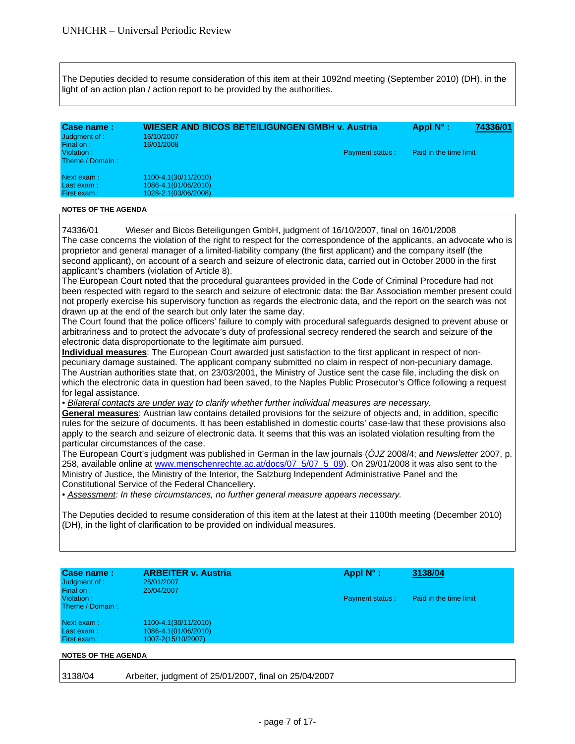The Deputies decided to resume consideration of this item at their 1092nd meeting (September 2010) (DH), in the light of an action plan / action report to be provided by the authorities.

| **Case name :** | **WIESER AND BICOS BETEILIGUNGEN GMBH v. Austria** | **Appl N° :** | **74336/01** |
|---|---|---|---|
| Judgment of : | 16/10/2007 | | |
| Final on : | 16/01/2008 | | |
| Violation : | | Payment status : | Paid in the time limit |
| Theme / Domain : | | | |
| Next exam : | 1100-4.1(30/11/2010) | | |
| Last exam : | 1086-4.1(01/06/2010) | | |
| First exam : | 1028-2.1(03/06/2008) | | |

**NOTES OF THE AGENDA**

74336/01 Wieser and Bicos Beteiligungen GmbH, judgment of 16/10/2007, final on 16/01/2008

The case concerns the violation of the right to respect for the correspondence of the applicants, an advocate who is proprietor and general manager of a limited-liability company (the first applicant) and the company itself (the second applicant), on account of a search and seizure of electronic data, carried out in October 2000 in the first applicant's chambers (violation of Article 8).

The European Court noted that the procedural guarantees provided in the Code of Criminal Procedure had not been respected with regard to the search and seizure of electronic data: the Bar Association member present could not properly exercise his supervisory function as regards the electronic data, and the report on the search was not drawn up at the end of the search but only later the same day.

The Court found that the police officers' failure to comply with procedural safeguards designed to prevent abuse or arbitrariness and to protect the advocate's duty of professional secrecy rendered the search and seizure of the electronic data disproportionate to the legitimate aim pursued.

**Individual measures**: The European Court awarded just satisfaction to the first applicant in respect of non-pecuniary damage sustained. The applicant company submitted no claim in respect of non-pecuniary damage.
The Austrian authorities state that, on 23/03/2001, the Ministry of Justice sent the case file, including the disk on which the electronic data in question had been saved, to the Naples Public Prosecutor's Office following a request for legal assistance.

• *Bilateral contacts are under way to clarify whether further individual measures are necessary.*

**General measures**: Austrian law contains detailed provisions for the seizure of objects and, in addition, specific rules for the seizure of documents. It has been established in domestic courts' case-law that these provisions also apply to the search and seizure of electronic data. It seems that this was an isolated violation resulting from the particular circumstances of the case.

The European Court's judgment was published in German in the law journals (*ÖJZ* 2008/4; and *Newsletter* 2007, p. 258, available online at www.menschenrechte.ac.at/docs/07_5/07_5_09). On 29/01/2008 it was also sent to the Ministry of Justice, the Ministry of the Interior, the Salzburg Independent Administrative Panel and the Constitutional Service of the Federal Chancellery.

• *Assessment: In these circumstances, no further general measure appears necessary.*

The Deputies decided to resume consideration of this item at the latest at their 1100th meeting (December 2010) (DH), in the light of clarification to be provided on individual measures.

| **Case name :** | **ARBEITER v. Austria** | **Appl N° :** | **3138/04** |
|---|---|---|---|
| Judgment of : | 25/01/2007 | | |
| Final on : | 25/04/2007 | | |
| Violation : | | Payment status : | Paid in the time limit |
| Theme / Domain : | | | |
| Next exam : | 1100-4.1(30/11/2010) | | |
| Last exam : | 1086-4.1(01/06/2010) | | |
| First exam : | 1007-2(15/10/2007) | | |

**NOTES OF THE AGENDA**

3138/04 Arbeiter, judgment of 25/01/2007, final on 25/04/2007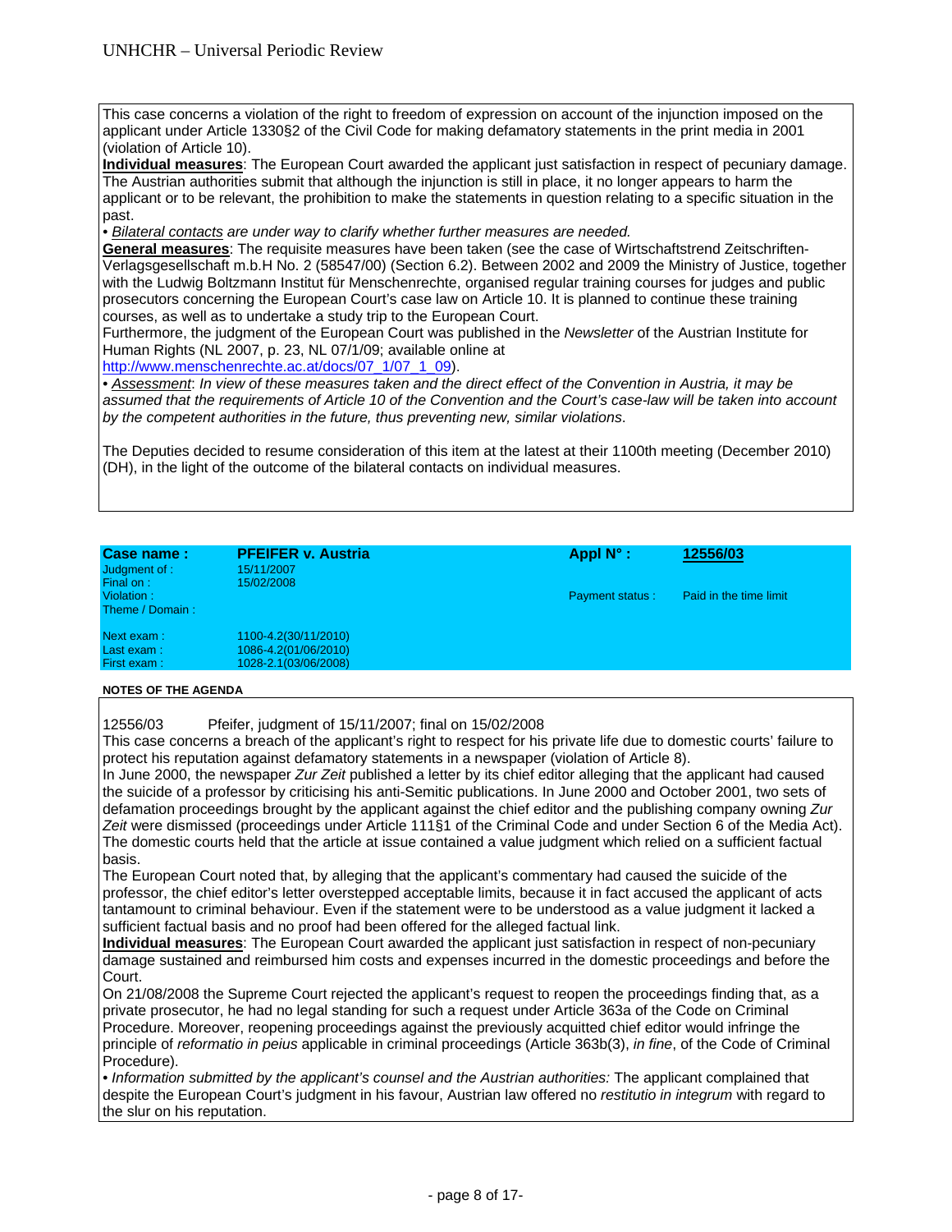This case concerns a violation of the right to freedom of expression on account of the injunction imposed on the applicant under Article 1330§2 of the Civil Code for making defamatory statements in the print media in 2001 (violation of Article 10).

**Individual measures**: The European Court awarded the applicant just satisfaction in respect of pecuniary damage. The Austrian authorities submit that although the injunction is still in place, it no longer appears to harm the applicant or to be relevant, the prohibition to make the statements in question relating to a specific situation in the past.

• *Bilateral contacts are under way to clarify whether further measures are needed.*

**General measures**: The requisite measures have been taken (see the case of Wirtschaftstrend Zeitschriften-Verlagsgesellschaft m.b.H No. 2 (58547/00) (Section 6.2). Between 2002 and 2009 the Ministry of Justice, together with the Ludwig Boltzmann Institut für Menschenrechte, organised regular training courses for judges and public prosecutors concerning the European Court's case law on Article 10. It is planned to continue these training courses, as well as to undertake a study trip to the European Court.

Furthermore, the judgment of the European Court was published in the *Newsletter* of the Austrian Institute for Human Rights (NL 2007, p. 23, NL 07/1/09; available online at http://www.menschenrechte.ac.at/docs/07_1/07_1_09).

• *Assessment: In view of these measures taken and the direct effect of the Convention in Austria, it may be assumed that the requirements of Article 10 of the Convention and the Court's case-law will be taken into account by the competent authorities in the future, thus preventing new, similar violations.*

The Deputies decided to resume consideration of this item at the latest at their 1100th meeting (December 2010) (DH), in the light of the outcome of the bilateral contacts on individual measures.

| **Case name :** | **PFEIFER v. Austria** | **Appl N° :** | **12556/03** |
|---|---|---|---|
| Judgment of : | 15/11/2007 | | |
| Final on : | 15/02/2008 | | |
| Violation : | | Payment status : | Paid in the time limit |
| Theme / Domain : | | | |
| Next exam : | 1100-4.2(30/11/2010) | | |
| Last exam : | 1086-4.2(01/06/2010) | | |
| First exam : | 1028-2.1(03/06/2008) | | |

**NOTES OF THE AGENDA**

12556/03 Pfeifer, judgment of 15/11/2007; final on 15/02/2008

This case concerns a breach of the applicant's right to respect for his private life due to domestic courts' failure to protect his reputation against defamatory statements in a newspaper (violation of Article 8).

In June 2000, the newspaper *Zur Zeit* published a letter by its chief editor alleging that the applicant had caused the suicide of a professor by criticising his anti-Semitic publications. In June 2000 and October 2001, two sets of defamation proceedings brought by the applicant against the chief editor and the publishing company owning *Zur Zeit* were dismissed (proceedings under Article 111§1 of the Criminal Code and under Section 6 of the Media Act). The domestic courts held that the article at issue contained a value judgment which relied on a sufficient factual basis.

The European Court noted that, by alleging that the applicant's commentary had caused the suicide of the professor, the chief editor's letter overstepped acceptable limits, because it in fact accused the applicant of acts tantamount to criminal behaviour. Even if the statement were to be understood as a value judgment it lacked a sufficient factual basis and no proof had been offered for the alleged factual link.

**Individual measures**: The European Court awarded the applicant just satisfaction in respect of non-pecuniary damage sustained and reimbursed him costs and expenses incurred in the domestic proceedings and before the Court.

On 21/08/2008 the Supreme Court rejected the applicant's request to reopen the proceedings finding that, as a private prosecutor, he had no legal standing for such a request under Article 363a of the Code on Criminal Procedure. Moreover, reopening proceedings against the previously acquitted chief editor would infringe the principle of *reformatio in peius* applicable in criminal proceedings (Article 363b(3), *in fine*, of the Code of Criminal Procedure).

• *Information submitted by the applicant's counsel and the Austrian authorities:* The applicant complained that despite the European Court's judgment in his favour, Austrian law offered no *restitutio in integrum* with regard to the slur on his reputation.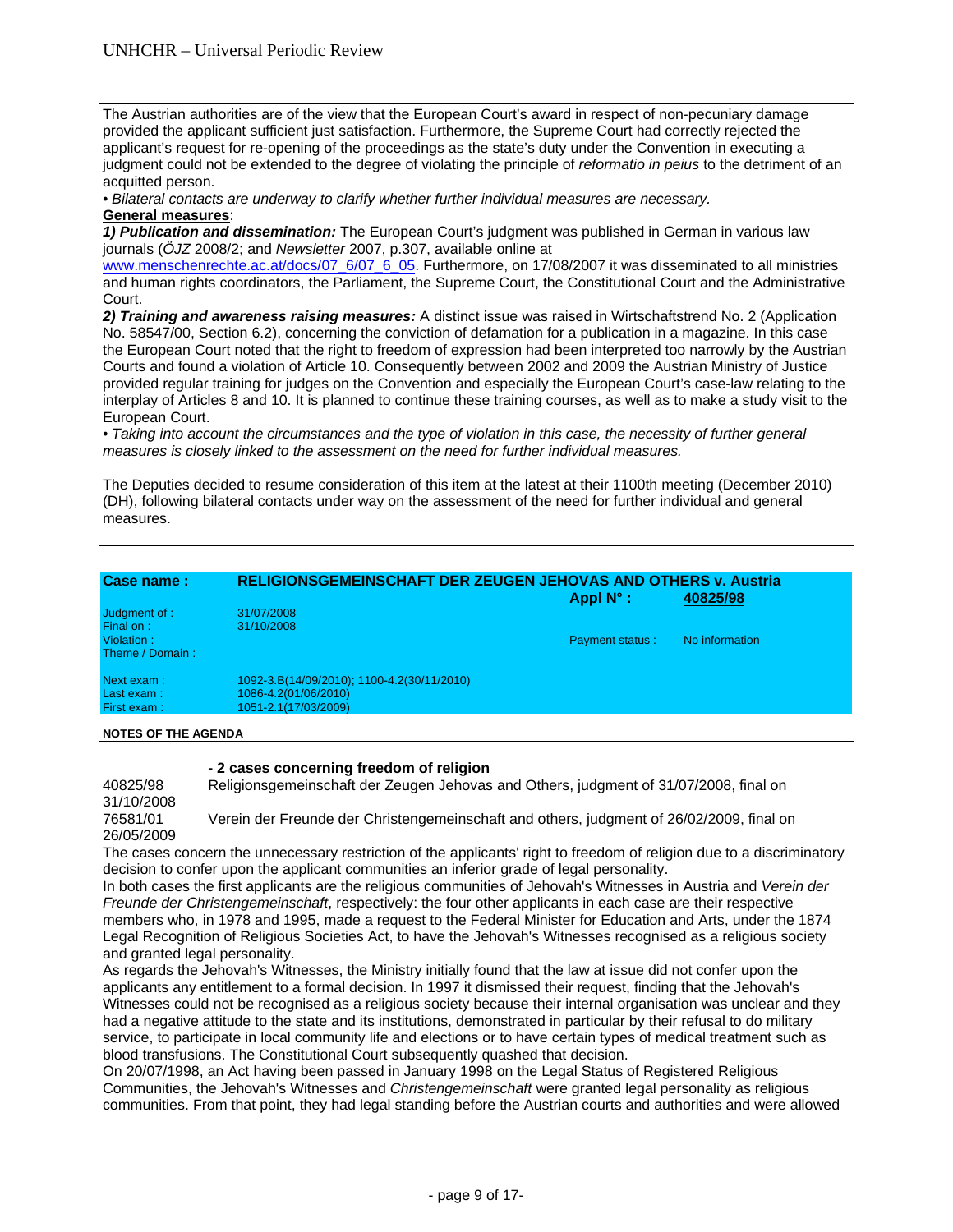The Austrian authorities are of the view that the European Court's award in respect of non-pecuniary damage provided the applicant sufficient just satisfaction. Furthermore, the Supreme Court had correctly rejected the applicant's request for re-opening of the proceedings as the state's duty under the Convention in executing a judgment could not be extended to the degree of violating the principle of *reformatio in peius* to the detriment of an acquitted person.

• *Bilateral contacts are underway to clarify whether further individual measures are necessary.*

**General measures**:

***1) Publication and dissemination:*** The European Court's judgment was published in German in various law journals (*ÖJZ* 2008/2; and *Newsletter* 2007, p.307, available online at www.menschenrechte.ac.at/docs/07_6/07_6_05. Furthermore, on 17/08/2007 it was disseminated to all ministries and human rights coordinators, the Parliament, the Supreme Court, the Constitutional Court and the Administrative Court.

***2) Training and awareness raising measures:*** A distinct issue was raised in Wirtschaftstrend No. 2 (Application No. 58547/00, Section 6.2), concerning the conviction of defamation for a publication in a magazine. In this case the European Court noted that the right to freedom of expression had been interpreted too narrowly by the Austrian Courts and found a violation of Article 10. Consequently between 2002 and 2009 the Austrian Ministry of Justice provided regular training for judges on the Convention and especially the European Court's case-law relating to the interplay of Articles 8 and 10. It is planned to continue these training courses, as well as to make a study visit to the European Court.

• *Taking into account the circumstances and the type of violation in this case, the necessity of further general measures is closely linked to the assessment on the need for further individual measures.*

The Deputies decided to resume consideration of this item at the latest at their 1100th meeting (December 2010) (DH), following bilateral contacts under way on the assessment of the need for further individual and general measures.

| **Case name :** | **RELIGIONSGEMEINSCHAFT DER ZEUGEN JEHOVAS AND OTHERS v. Austria** | | |
|---|---|---|---|
| | | **Appl N° :** | **40825/98** |
| Judgment of : | 31/07/2008 | | |
| Final on : | 31/10/2008 | | |
| Violation : | | Payment status : | No information |
| Theme / Domain : | | | |
| Next exam : | 1092-3.B(14/09/2010); 1100-4.2(30/11/2010) | | |
| Last exam : | 1086-4.2(01/06/2010) | | |
| First exam : | 1051-2.1(17/03/2009) | | |

**NOTES OF THE AGENDA**

**- 2 cases concerning freedom of religion**

40825/98 Religionsgemeinschaft der Zeugen Jehovas and Others, judgment of 31/07/2008, final on 31/10/2008

76581/01 Verein der Freunde der Christengemeinschaft and others, judgment of 26/02/2009, final on 26/05/2009

The cases concern the unnecessary restriction of the applicants' right to freedom of religion due to a discriminatory decision to confer upon the applicant communities an inferior grade of legal personality.

In both cases the first applicants are the religious communities of Jehovah's Witnesses in Austria and *Verein der Freunde der Christengemeinschaft*, respectively: the four other applicants in each case are their respective members who, in 1978 and 1995, made a request to the Federal Minister for Education and Arts, under the 1874 Legal Recognition of Religious Societies Act, to have the Jehovah's Witnesses recognised as a religious society and granted legal personality.

As regards the Jehovah's Witnesses, the Ministry initially found that the law at issue did not confer upon the applicants any entitlement to a formal decision. In 1997 it dismissed their request, finding that the Jehovah's Witnesses could not be recognised as a religious society because their internal organisation was unclear and they had a negative attitude to the state and its institutions, demonstrated in particular by their refusal to do military service, to participate in local community life and elections or to have certain types of medical treatment such as blood transfusions. The Constitutional Court subsequently quashed that decision.

On 20/07/1998, an Act having been passed in January 1998 on the Legal Status of Registered Religious Communities, the Jehovah's Witnesses and *Christengemeinschaft* were granted legal personality as religious communities. From that point, they had legal standing before the Austrian courts and authorities and were allowed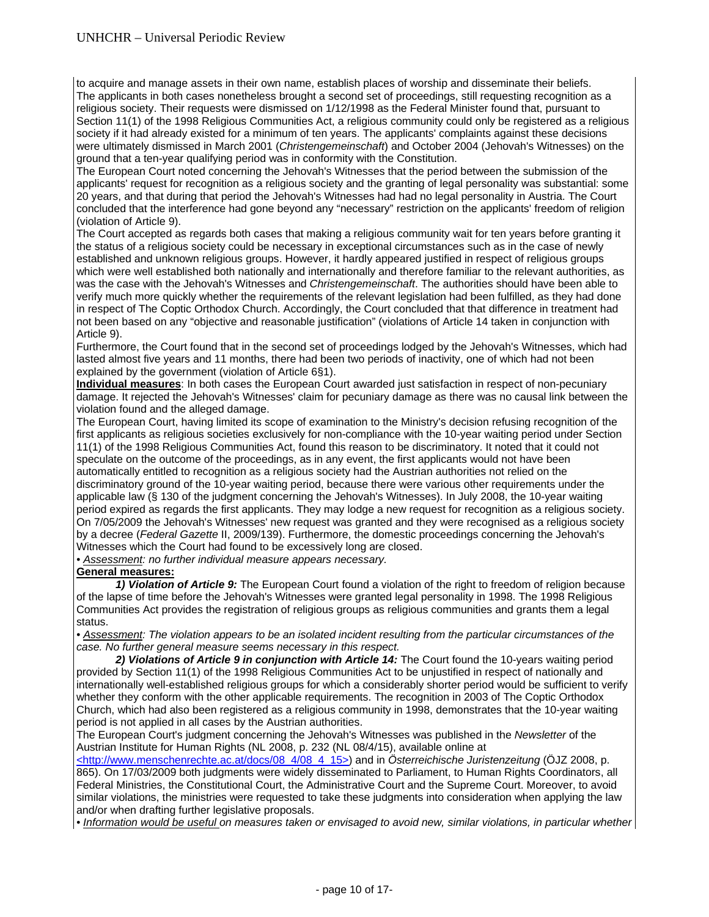to acquire and manage assets in their own name, establish places of worship and disseminate their beliefs. The applicants in both cases nonetheless brought a second set of proceedings, still requesting recognition as a religious society. Their requests were dismissed on 1/12/1998 as the Federal Minister found that, pursuant to Section 11(1) of the 1998 Religious Communities Act, a religious community could only be registered as a religious society if it had already existed for a minimum of ten years. The applicants' complaints against these decisions were ultimately dismissed in March 2001 (*Christengemeinschaft*) and October 2004 (Jehovah's Witnesses) on the ground that a ten-year qualifying period was in conformity with the Constitution.

The European Court noted concerning the Jehovah's Witnesses that the period between the submission of the applicants' request for recognition as a religious society and the granting of legal personality was substantial: some 20 years, and that during that period the Jehovah's Witnesses had had no legal personality in Austria. The Court concluded that the interference had gone beyond any "necessary" restriction on the applicants' freedom of religion (violation of Article 9).

The Court accepted as regards both cases that making a religious community wait for ten years before granting it the status of a religious society could be necessary in exceptional circumstances such as in the case of newly established and unknown religious groups. However, it hardly appeared justified in respect of religious groups which were well established both nationally and internationally and therefore familiar to the relevant authorities, as was the case with the Jehovah's Witnesses and *Christengemeinschaft*. The authorities should have been able to verify much more quickly whether the requirements of the relevant legislation had been fulfilled, as they had done in respect of The Coptic Orthodox Church. Accordingly, the Court concluded that that difference in treatment had not been based on any "objective and reasonable justification" (violations of Article 14 taken in conjunction with Article 9).

Furthermore, the Court found that in the second set of proceedings lodged by the Jehovah's Witnesses, which had lasted almost five years and 11 months, there had been two periods of inactivity, one of which had not been explained by the government (violation of Article 6§1).

**Individual measures**: In both cases the European Court awarded just satisfaction in respect of non-pecuniary damage. It rejected the Jehovah's Witnesses' claim for pecuniary damage as there was no causal link between the violation found and the alleged damage.

The European Court, having limited its scope of examination to the Ministry's decision refusing recognition of the first applicants as religious societies exclusively for non-compliance with the 10-year waiting period under Section 11(1) of the 1998 Religious Communities Act, found this reason to be discriminatory. It noted that it could not speculate on the outcome of the proceedings, as in any event, the first applicants would not have been automatically entitled to recognition as a religious society had the Austrian authorities not relied on the discriminatory ground of the 10-year waiting period, because there were various other requirements under the applicable law (§ 130 of the judgment concerning the Jehovah's Witnesses). In July 2008, the 10-year waiting period expired as regards the first applicants. They may lodge a new request for recognition as a religious society. On 7/05/2009 the Jehovah's Witnesses' new request was granted and they were recognised as a religious society by a decree (*Federal Gazette* II, 2009/139). Furthermore, the domestic proceedings concerning the Jehovah's Witnesses which the Court had found to be excessively long are closed.

• *Assessment: no further individual measure appears necessary.*

**General measures:**

***1) Violation of Article 9:*** The European Court found a violation of the right to freedom of religion because of the lapse of time before the Jehovah's Witnesses were granted legal personality in 1998. The 1998 Religious Communities Act provides the registration of religious groups as religious communities and grants them a legal status.

• *Assessment: The violation appears to be an isolated incident resulting from the particular circumstances of the case. No further general measure seems necessary in this respect.*

***2) Violations of Article 9 in conjunction with Article 14:*** The Court found the 10-years waiting period provided by Section 11(1) of the 1998 Religious Communities Act to be unjustified in respect of nationally and internationally well-established religious groups for which a considerably shorter period would be sufficient to verify whether they conform with the other applicable requirements. The recognition in 2003 of The Coptic Orthodox Church, which had also been registered as a religious community in 1998, demonstrates that the 10-year waiting period is not applied in all cases by the Austrian authorities.

The European Court's judgment concerning the Jehovah's Witnesses was published in the *Newsletter* of the Austrian Institute for Human Rights (NL 2008, p. 232 (NL 08/4/15), available online at <http://www.menschenrechte.ac.at/docs/08_4/08_4_15>) and in *Österreichische Juristenzeitung* (ÖJZ 2008, p. 865). On 17/03/2009 both judgments were widely disseminated to Parliament, to Human Rights Coordinators, all Federal Ministries, the Constitutional Court, the Administrative Court and the Supreme Court. Moreover, to avoid similar violations, the ministries were requested to take these judgments into consideration when applying the law and/or when drafting further legislative proposals.

• *Information would be useful on measures taken or envisaged to avoid new, similar violations, in particular whether*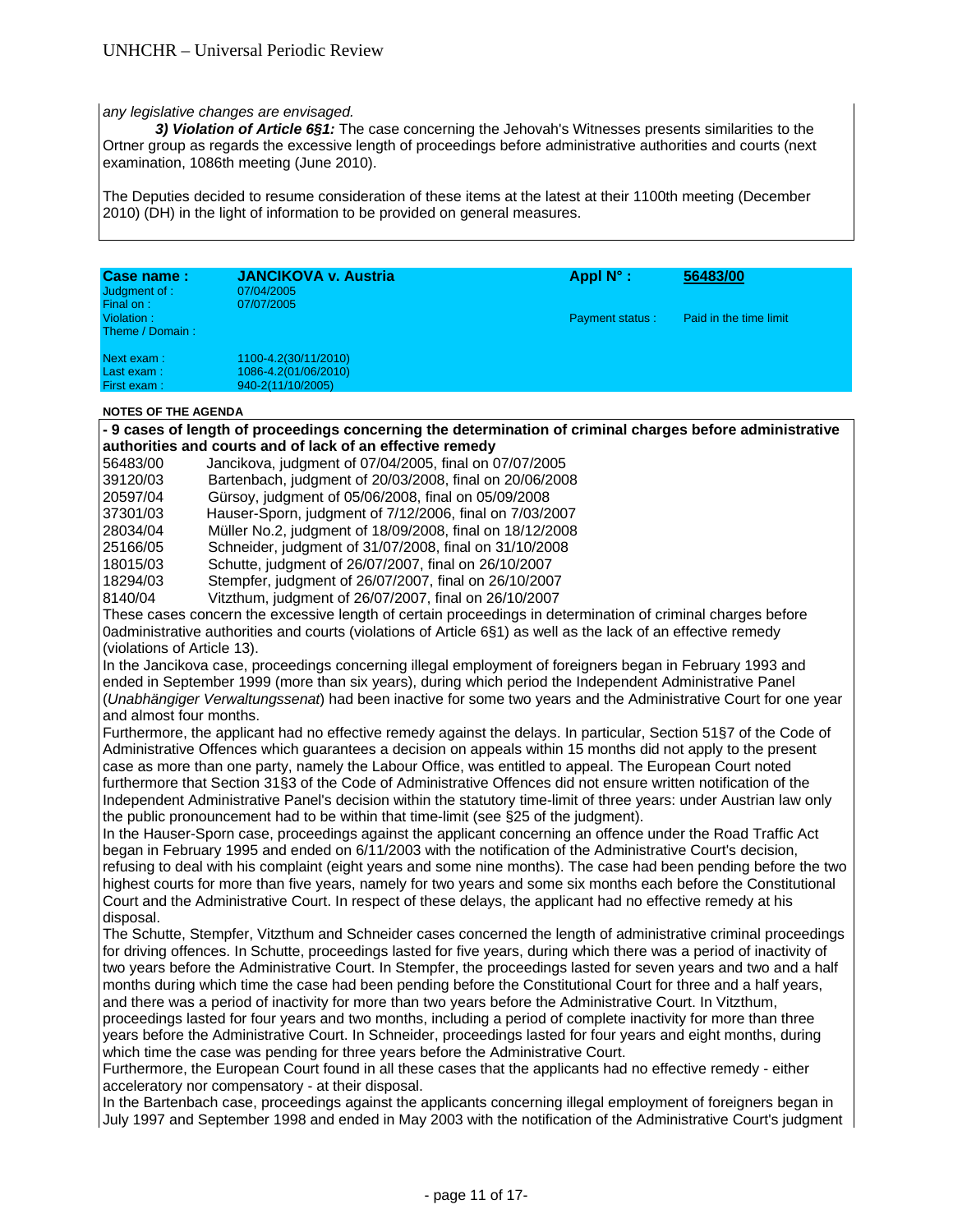*any legislative changes are envisaged.*

***3) Violation of Article 6§1:*** The case concerning the Jehovah's Witnesses presents similarities to the Ortner group as regards the excessive length of proceedings before administrative authorities and courts (next examination, 1086th meeting (June 2010).

The Deputies decided to resume consideration of these items at the latest at their 1100th meeting (December 2010) (DH) in the light of information to be provided on general measures.

| **Case name :** | **JANCIKOVA v. Austria** | **Appl N° :** | **56483/00** |
|---|---|---|---|
| Judgment of : | 07/04/2005 | | |
| Final on : | 07/07/2005 | | |
| Violation : | | Payment status : | Paid in the time limit |
| Theme / Domain : | | | |
| Next exam : | 1100-4.2(30/11/2010) | | |
| Last exam : | 1086-4.2(01/06/2010) | | |
| First exam : | 940-2(11/10/2005) | | |

**NOTES OF THE AGENDA**

**- 9 cases of length of proceedings concerning the determination of criminal charges before administrative authorities and courts and of lack of an effective remedy**

| | |
|---|---|
| 56483/00 | Jancikova, judgment of 07/04/2005, final on 07/07/2005 |
| 39120/03 | Bartenbach, judgment of 20/03/2008, final on 20/06/2008 |
| 20597/04 | Gürsoy, judgment of 05/06/2008, final on 05/09/2008 |
| 37301/03 | Hauser-Sporn, judgment of 7/12/2006, final on 7/03/2007 |
| 28034/04 | Müller No.2, judgment of 18/09/2008, final on 18/12/2008 |
| 25166/05 | Schneider, judgment of 31/07/2008, final on 31/10/2008 |
| 18015/03 | Schutte, judgment of 26/07/2007, final on 26/10/2007 |
| 18294/03 | Stempfer, judgment of 26/07/2007, final on 26/10/2007 |
| 8140/04 | Vitzthum, judgment of 26/07/2007, final on 26/10/2007 |

These cases concern the excessive length of certain proceedings in determination of criminal charges before 0administrative authorities and courts (violations of Article 6§1) as well as the lack of an effective remedy (violations of Article 13).

In the Jancikova case, proceedings concerning illegal employment of foreigners began in February 1993 and ended in September 1999 (more than six years), during which period the Independent Administrative Panel (*Unabhängiger Verwaltungssenat*) had been inactive for some two years and the Administrative Court for one year and almost four months.

Furthermore, the applicant had no effective remedy against the delays. In particular, Section 51§7 of the Code of Administrative Offences which guarantees a decision on appeals within 15 months did not apply to the present case as more than one party, namely the Labour Office, was entitled to appeal. The European Court noted furthermore that Section 31§3 of the Code of Administrative Offences did not ensure written notification of the Independent Administrative Panel's decision within the statutory time-limit of three years: under Austrian law only the public pronouncement had to be within that time-limit (see §25 of the judgment).

In the Hauser-Sporn case, proceedings against the applicant concerning an offence under the Road Traffic Act began in February 1995 and ended on 6/11/2003 with the notification of the Administrative Court's decision, refusing to deal with his complaint (eight years and some nine months). The case had been pending before the two highest courts for more than five years, namely for two years and some six months each before the Constitutional Court and the Administrative Court. In respect of these delays, the applicant had no effective remedy at his disposal.

The Schutte, Stempfer, Vitzthum and Schneider cases concerned the length of administrative criminal proceedings for driving offences. In Schutte, proceedings lasted for five years, during which there was a period of inactivity of two years before the Administrative Court. In Stempfer, the proceedings lasted for seven years and two and a half months during which time the case had been pending before the Constitutional Court for three and a half years, and there was a period of inactivity for more than two years before the Administrative Court. In Vitzthum, proceedings lasted for four years and two months, including a period of complete inactivity for more than three years before the Administrative Court. In Schneider, proceedings lasted for four years and eight months, during which time the case was pending for three years before the Administrative Court.

Furthermore, the European Court found in all these cases that the applicants had no effective remedy - either acceleratory nor compensatory - at their disposal.

In the Bartenbach case, proceedings against the applicants concerning illegal employment of foreigners began in July 1997 and September 1998 and ended in May 2003 with the notification of the Administrative Court's judgment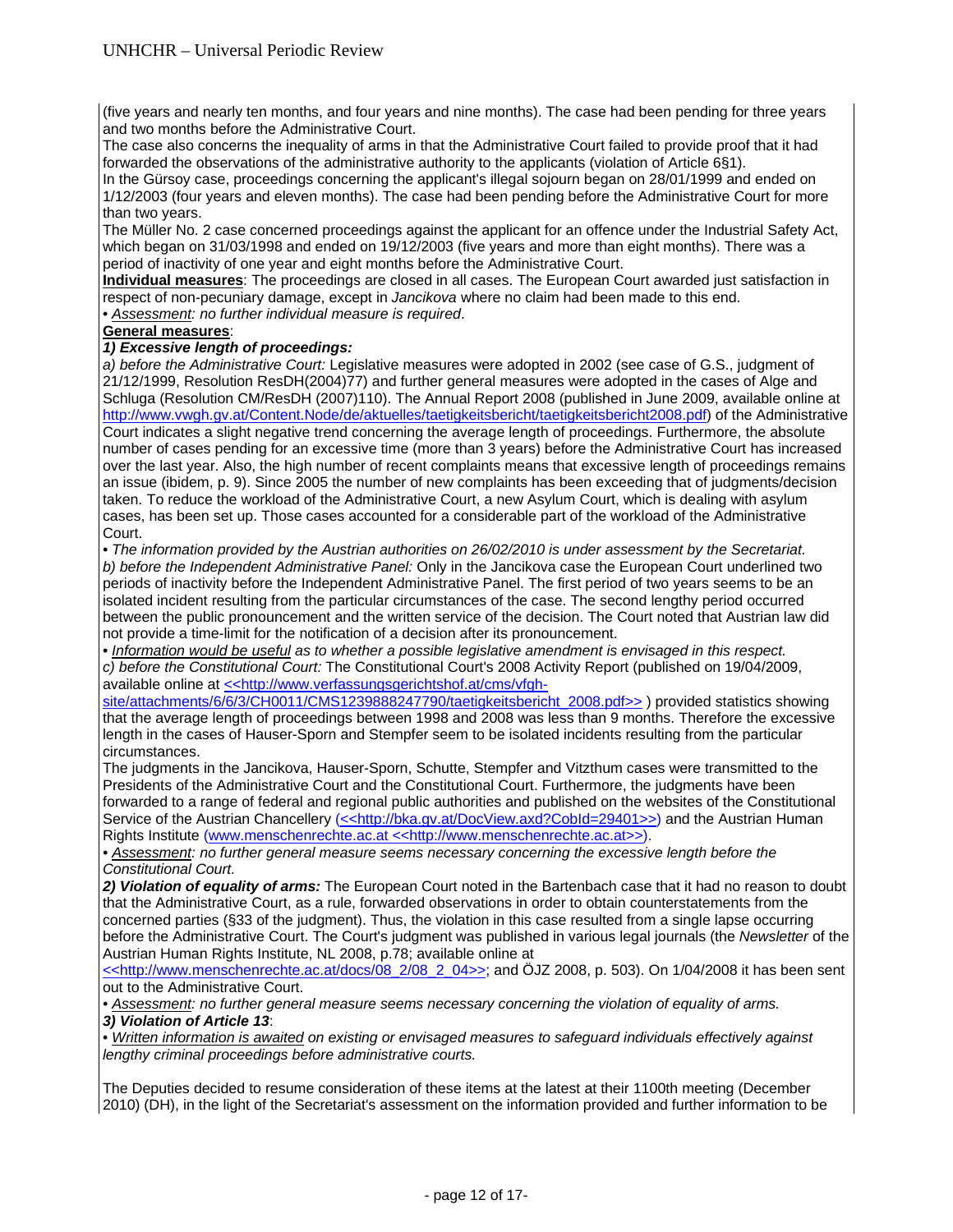(five years and nearly ten months, and four years and nine months). The case had been pending for three years and two months before the Administrative Court.

The case also concerns the inequality of arms in that the Administrative Court failed to provide proof that it had forwarded the observations of the administrative authority to the applicants (violation of Article 6§1).

In the Gürsoy case, proceedings concerning the applicant's illegal sojourn began on 28/01/1999 and ended on 1/12/2003 (four years and eleven months). The case had been pending before the Administrative Court for more than two years.

The Müller No. 2 case concerned proceedings against the applicant for an offence under the Industrial Safety Act, which began on 31/03/1998 and ended on 19/12/2003 (five years and more than eight months). There was a period of inactivity of one year and eight months before the Administrative Court.

**Individual measures**: The proceedings are closed in all cases. The European Court awarded just satisfaction in respect of non-pecuniary damage, except in *Jancikova* where no claim had been made to this end.

• *Assessment: no further individual measure is required*.

**General measures**:

***1) Excessive length of proceedings:***

*a) before the Administrative Court:* Legislative measures were adopted in 2002 (see case of G.S., judgment of 21/12/1999, Resolution ResDH(2004)77) and further general measures were adopted in the cases of Alge and Schluga (Resolution CM/ResDH (2007)110). The Annual Report 2008 (published in June 2009, available online at http://www.vwgh.gv.at/Content.Node/de/aktuelles/taetigkeitsbericht/taetigkeitsbericht2008.pdf) of the Administrative Court indicates a slight negative trend concerning the average length of proceedings. Furthermore, the absolute number of cases pending for an excessive time (more than 3 years) before the Administrative Court has increased over the last year. Also, the high number of recent complaints means that excessive length of proceedings remains an issue (ibidem, p. 9). Since 2005 the number of new complaints has been exceeding that of judgments/decision taken. To reduce the workload of the Administrative Court, a new Asylum Court, which is dealing with asylum cases, has been set up. Those cases accounted for a considerable part of the workload of the Administrative Court.

• *The information provided by the Austrian authorities on 26/02/2010 is under assessment by the Secretariat.*

*b) before the Independent Administrative Panel:* Only in the Jancikova case the European Court underlined two periods of inactivity before the Independent Administrative Panel. The first period of two years seems to be an isolated incident resulting from the particular circumstances of the case. The second lengthy period occurred between the public pronouncement and the written service of the decision. The Court noted that Austrian law did not provide a time-limit for the notification of a decision after its pronouncement.

• *Information would be useful as to whether a possible legislative amendment is envisaged in this respect.*

*c) before the Constitutional Court:* The Constitutional Court's 2008 Activity Report (published on 19/04/2009, available online at <<http://www.verfassungsgerichtshof.at/cms/vfgh-site/attachments/6/6/3/CH0011/CMS1239888247790/taetigkeitsbericht_2008.pdf>> ) provided statistics showing that the average length of proceedings between 1998 and 2008 was less than 9 months. Therefore the excessive length in the cases of Hauser-Sporn and Stempfer seem to be isolated incidents resulting from the particular circumstances.

The judgments in the Jancikova, Hauser-Sporn, Schutte, Stempfer and Vitzthum cases were transmitted to the Presidents of the Administrative Court and the Constitutional Court. Furthermore, the judgments have been forwarded to a range of federal and regional public authorities and published on the websites of the Constitutional Service of the Austrian Chancellery (<<http://bka.gv.at/DocView.axd?CobId=29401>>) and the Austrian Human Rights Institute (www.menschenrechte.ac.at <<http://www.menschenrechte.ac.at>>).

• *Assessment: no further general measure seems necessary concerning the excessive length before the Constitutional Court.*

***2) Violation of equality of arms:*** The European Court noted in the Bartenbach case that it had no reason to doubt that the Administrative Court, as a rule, forwarded observations in order to obtain counterstatements from the concerned parties (§33 of the judgment). Thus, the violation in this case resulted from a single lapse occurring before the Administrative Court. The Court's judgment was published in various legal journals (the *Newsletter* of the Austrian Human Rights Institute, NL 2008, p.78; available online at <<http://www.menschenrechte.ac.at/docs/08_2/08_2_04>>; and ÖJZ 2008, p. 503). On 1/04/2008 it has been sent out to the Administrative Court.

• *Assessment: no further general measure seems necessary concerning the violation of equality of arms.*

***3) Violation of Article 13***:

• *Written information is awaited on existing or envisaged measures to safeguard individuals effectively against lengthy criminal proceedings before administrative courts.*

The Deputies decided to resume consideration of these items at the latest at their 1100th meeting (December 2010) (DH), in the light of the Secretariat's assessment on the information provided and further information to be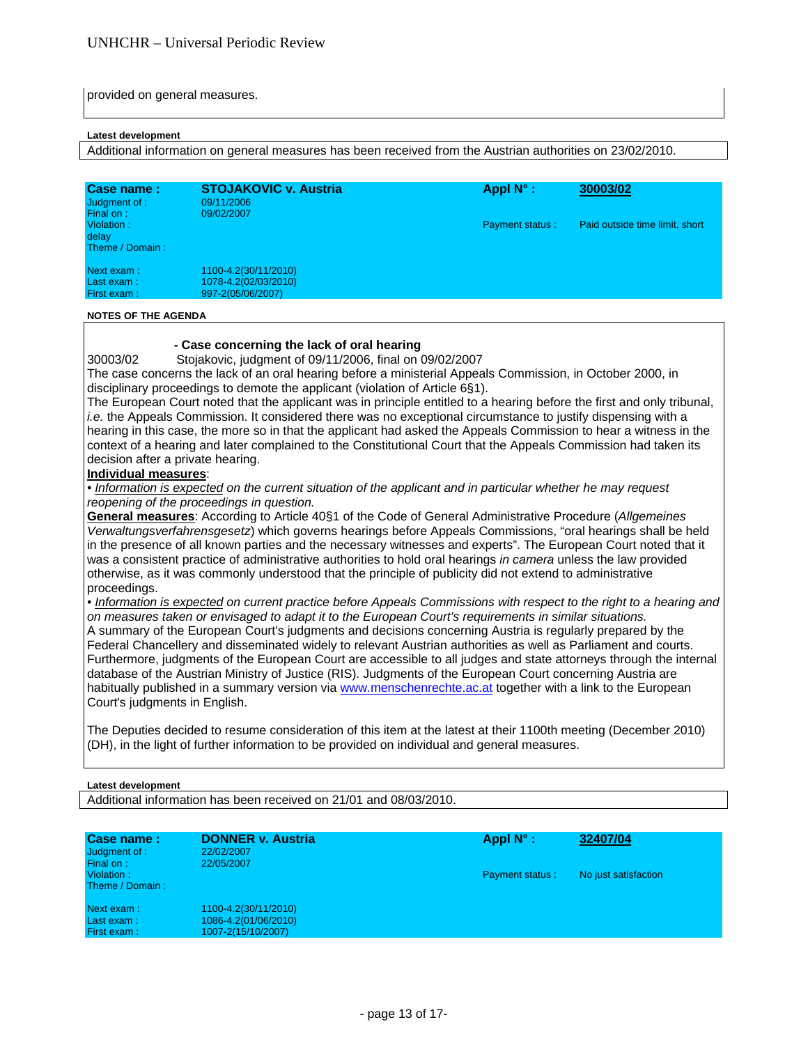provided on general measures.

**Latest development**

Additional information on general measures has been received from the Austrian authorities on 23/02/2010.

| **Case name :** | **STOJAKOVIC v. Austria** | **Appl N° :** | **30003/02** |
|---|---|---|---|
| Judgment of : | 09/11/2006 | | |
| Final on : | 09/02/2007 | | |
| Violation : | | Payment status : | Paid outside time limit, short delay |
| Theme / Domain : | | | |
| Next exam : | 1100-4.2(30/11/2010) | | |
| Last exam : | 1078-4.2(02/03/2010) | | |
| First exam : | 997-2(05/06/2007) | | |

**NOTES OF THE AGENDA**

**- Case concerning the lack of oral hearing**

30003/02 Stojakovic, judgment of 09/11/2006, final on 09/02/2007

The case concerns the lack of an oral hearing before a ministerial Appeals Commission, in October 2000, in disciplinary proceedings to demote the applicant (violation of Article 6§1).

The European Court noted that the applicant was in principle entitled to a hearing before the first and only tribunal, *i.e.* the Appeals Commission. It considered there was no exceptional circumstance to justify dispensing with a hearing in this case, the more so in that the applicant had asked the Appeals Commission to hear a witness in the context of a hearing and later complained to the Constitutional Court that the Appeals Commission had taken its decision after a private hearing.

**Individual measures**:

• *Information is expected on the current situation of the applicant and in particular whether he may request reopening of the proceedings in question.*

**General measures**: According to Article 40§1 of the Code of General Administrative Procedure (*Allgemeines Verwaltungsverfahrensgesetz*) which governs hearings before Appeals Commissions, "oral hearings shall be held in the presence of all known parties and the necessary witnesses and experts". The European Court noted that it was a consistent practice of administrative authorities to hold oral hearings *in camera* unless the law provided otherwise, as it was commonly understood that the principle of publicity did not extend to administrative proceedings.

• *Information is expected on current practice before Appeals Commissions with respect to the right to a hearing and on measures taken or envisaged to adapt it to the European Court's requirements in similar situations.*

A summary of the European Court's judgments and decisions concerning Austria is regularly prepared by the Federal Chancellery and disseminated widely to relevant Austrian authorities as well as Parliament and courts. Furthermore, judgments of the European Court are accessible to all judges and state attorneys through the internal database of the Austrian Ministry of Justice (RIS). Judgments of the European Court concerning Austria are habitually published in a summary version via www.menschenrechte.ac.at together with a link to the European Court's judgments in English.

The Deputies decided to resume consideration of this item at the latest at their 1100th meeting (December 2010) (DH), in the light of further information to be provided on individual and general measures.

**Latest development**

Additional information has been received on 21/01 and 08/03/2010.

| **Case name :** | **DONNER v. Austria** | **Appl N° :** | **32407/04** |
|---|---|---|---|
| Judgment of : | 22/02/2007 | | |
| Final on : | 22/05/2007 | | |
| Violation : | | Payment status : | No just satisfaction |
| Theme / Domain : | | | |
| Next exam : | 1100-4.2(30/11/2010) | | |
| Last exam : | 1086-4.2(01/06/2010) | | |
| First exam : | 1007-2(15/10/2007) | | |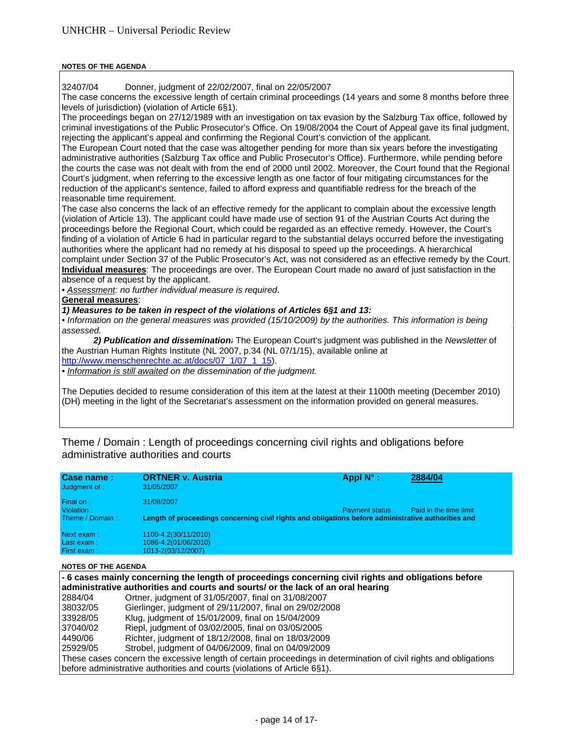**NOTES OF THE AGENDA**

32407/04 Donner, judgment of 22/02/2007, final on 22/05/2007

The case concerns the excessive length of certain criminal proceedings (14 years and some 8 months before three levels of jurisdiction) (violation of Article 6§1).

The proceedings began on 27/12/1989 with an investigation on tax evasion by the Salzburg Tax office, followed by criminal investigations of the Public Prosecutor's Office. On 19/08/2004 the Court of Appeal gave its final judgment, rejecting the applicant's appeal and confirming the Regional Court's conviction of the applicant.

The European Court noted that the case was altogether pending for more than six years before the investigating administrative authorities (Salzburg Tax office and Public Prosecutor's Office). Furthermore, while pending before the courts the case was not dealt with from the end of 2000 until 2002. Moreover, the Court found that the Regional Court's judgment, when referring to the excessive length as one factor of four mitigating circumstances for the reduction of the applicant's sentence, failed to afford express and quantifiable redress for the breach of the reasonable time requirement.

The case also concerns the lack of an effective remedy for the applicant to complain about the excessive length (violation of Article 13). The applicant could have made use of section 91 of the Austrian Courts Act during the proceedings before the Regional Court, which could be regarded as an effective remedy. However, the Court's finding of a violation of Article 6 had in particular regard to the substantial delays occurred before the investigating authorities where the applicant had no remedy at his disposal to speed up the proceedings. A hierarchical complaint under Section 37 of the Public Prosecutor's Act, was not considered as an effective remedy by the Court.

**Individual measures**: The proceedings are over. The European Court made no award of just satisfaction in the absence of a request by the applicant.

• *Assessment: no further individual measure is required.*

**General measures**:

***1) Measures to be taken in respect of the violations of Articles 6§1 and 13:***

• *Information on the general measures was provided (15/10/2009) by the authorities. This information is being assessed.*

***2) Publication and dissemination:*** The European Court's judgment was published in the *Newsletter* of the Austrian Human Rights Institute (NL 2007, p.34 (NL 07/1/15), available online at http://www.menschenrechte.ac.at/docs/07_1/07_1_15).

• *Information is still awaited on the dissemination of the judgment.*

The Deputies decided to resume consideration of this item at the latest at their 1100th meeting (December 2010) (DH) meeting in the light of the Secretariat's assessment on the information provided on general measures.

Theme / Domain : Length of proceedings concerning civil rights and obligations before administrative authorities and courts

| **Case name :** | **ORTNER v. Austria** | **Appl N° :** | **2884/04** |
|---|---|---|---|
| Judgment of : | 31/05/2007 | | |
| Final on : | 31/08/2007 | | |
| Violation : | | Payment status : | Paid in the time limit |
| Theme / Domain : | **Length of proceedings concerning civil rights and obligations before administrative authorities and** | | |
| Next exam : | 1100-4.2(30/11/2010) | | |
| Last exam : | 1086-4.2(01/06/2010) | | |
| First exam : | 1013-2(03/12/2007) | | |

**NOTES OF THE AGENDA**

**- 6 cases mainly concerning the length of proceedings concerning civil rights and obligations before administrative authorities and courts and sourts/ or the lack of an oral hearing**

| | |
|---|---|
| 2884/04 | Ortner, judgment of 31/05/2007, final on 31/08/2007 |
| 38032/05 | Gierlinger, judgment of 29/11/2007, final on 29/02/2008 |
| 33928/05 | Klug, judgment of 15/01/2009, final on 15/04/2009 |
| 37040/02 | Riepl, judgment of 03/02/2005, final on 03/05/2005 |
| 4490/06 | Richter, judgment of 18/12/2008, final on 18/03/2009 |
| 25929/05 | Strobel, judgment of 04/06/2009, final on 04/09/2009 |

These cases concern the excessive length of certain proceedings in determination of civil rights and obligations before administrative authorities and courts (violations of Article 6§1).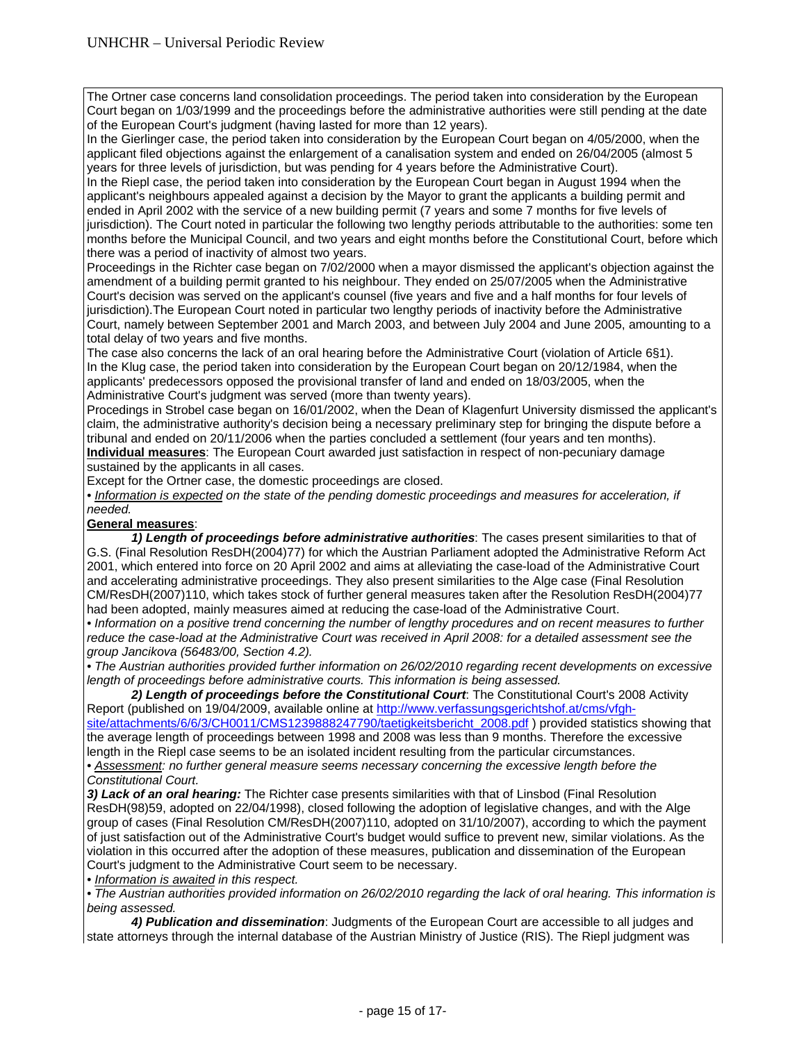The Ortner case concerns land consolidation proceedings. The period taken into consideration by the European Court began on 1/03/1999 and the proceedings before the administrative authorities were still pending at the date of the European Court's judgment (having lasted for more than 12 years).

In the Gierlinger case, the period taken into consideration by the European Court began on 4/05/2000, when the applicant filed objections against the enlargement of a canalisation system and ended on 26/04/2005 (almost 5 years for three levels of jurisdiction, but was pending for 4 years before the Administrative Court).

In the Riepl case, the period taken into consideration by the European Court began in August 1994 when the applicant's neighbours appealed against a decision by the Mayor to grant the applicants a building permit and ended in April 2002 with the service of a new building permit (7 years and some 7 months for five levels of jurisdiction). The Court noted in particular the following two lengthy periods attributable to the authorities: some ten months before the Municipal Council, and two years and eight months before the Constitutional Court, before which there was a period of inactivity of almost two years.

Proceedings in the Richter case began on 7/02/2000 when a mayor dismissed the applicant's objection against the amendment of a building permit granted to his neighbour. They ended on 25/07/2005 when the Administrative Court's decision was served on the applicant's counsel (five years and five and a half months for four levels of jurisdiction).The European Court noted in particular two lengthy periods of inactivity before the Administrative Court, namely between September 2001 and March 2003, and between July 2004 and June 2005, amounting to a total delay of two years and five months.

The case also concerns the lack of an oral hearing before the Administrative Court (violation of Article 6§1).

In the Klug case, the period taken into consideration by the European Court began on 20/12/1984, when the applicants' predecessors opposed the provisional transfer of land and ended on 18/03/2005, when the Administrative Court's judgment was served (more than twenty years).

Procedings in Strobel case began on 16/01/2002, when the Dean of Klagenfurt University dismissed the applicant's claim, the administrative authority's decision being a necessary preliminary step for bringing the dispute before a tribunal and ended on 20/11/2006 when the parties concluded a settlement (four years and ten months).

**Individual measures**: The European Court awarded just satisfaction in respect of non-pecuniary damage sustained by the applicants in all cases.

Except for the Ortner case, the domestic proceedings are closed.

• *Information is expected on the state of the pending domestic proceedings and measures for acceleration, if needed.*

**General measures**:

***1) Length of proceedings before administrative authorities***: The cases present similarities to that of G.S. (Final Resolution ResDH(2004)77) for which the Austrian Parliament adopted the Administrative Reform Act 2001, which entered into force on 20 April 2002 and aims at alleviating the case-load of the Administrative Court and accelerating administrative proceedings. They also present similarities to the Alge case (Final Resolution CM/ResDH(2007)110, which takes stock of further general measures taken after the Resolution ResDH(2004)77 had been adopted, mainly measures aimed at reducing the case-load of the Administrative Court.

• *Information on a positive trend concerning the number of lengthy procedures and on recent measures to further reduce the case-load at the Administrative Court was received in April 2008: for a detailed assessment see the group Jancikova (56483/00, Section 4.2).*

• *The Austrian authorities provided further information on 26/02/2010 regarding recent developments on excessive length of proceedings before administrative courts. This information is being assessed.*

***2) Length of proceedings before the Constitutional Court***: The Constitutional Court's 2008 Activity Report (published on 19/04/2009, available online at http://www.verfassungsgerichtshof.at/cms/vfgh-site/attachments/6/6/3/CH0011/CMS1239888247790/taetigkeitsbericht_2008.pdf ) provided statistics showing that the average length of proceedings between 1998 and 2008 was less than 9 months. Therefore the excessive length in the Riepl case seems to be an isolated incident resulting from the particular circumstances.

• *Assessment: no further general measure seems necessary concerning the excessive length before the Constitutional Court.*

***3) Lack of an oral hearing:*** The Richter case presents similarities with that of Linsbod (Final Resolution ResDH(98)59, adopted on 22/04/1998), closed following the adoption of legislative changes, and with the Alge group of cases (Final Resolution CM/ResDH(2007)110, adopted on 31/10/2007), according to which the payment of just satisfaction out of the Administrative Court's budget would suffice to prevent new, similar violations. As the violation in this occurred after the adoption of these measures, publication and dissemination of the European Court's judgment to the Administrative Court seem to be necessary.

• *Information is awaited in this respect.*

• *The Austrian authorities provided information on 26/02/2010 regarding the lack of oral hearing. This information is being assessed.*

***4) Publication and dissemination***: Judgments of the European Court are accessible to all judges and state attorneys through the internal database of the Austrian Ministry of Justice (RIS). The Riepl judgment was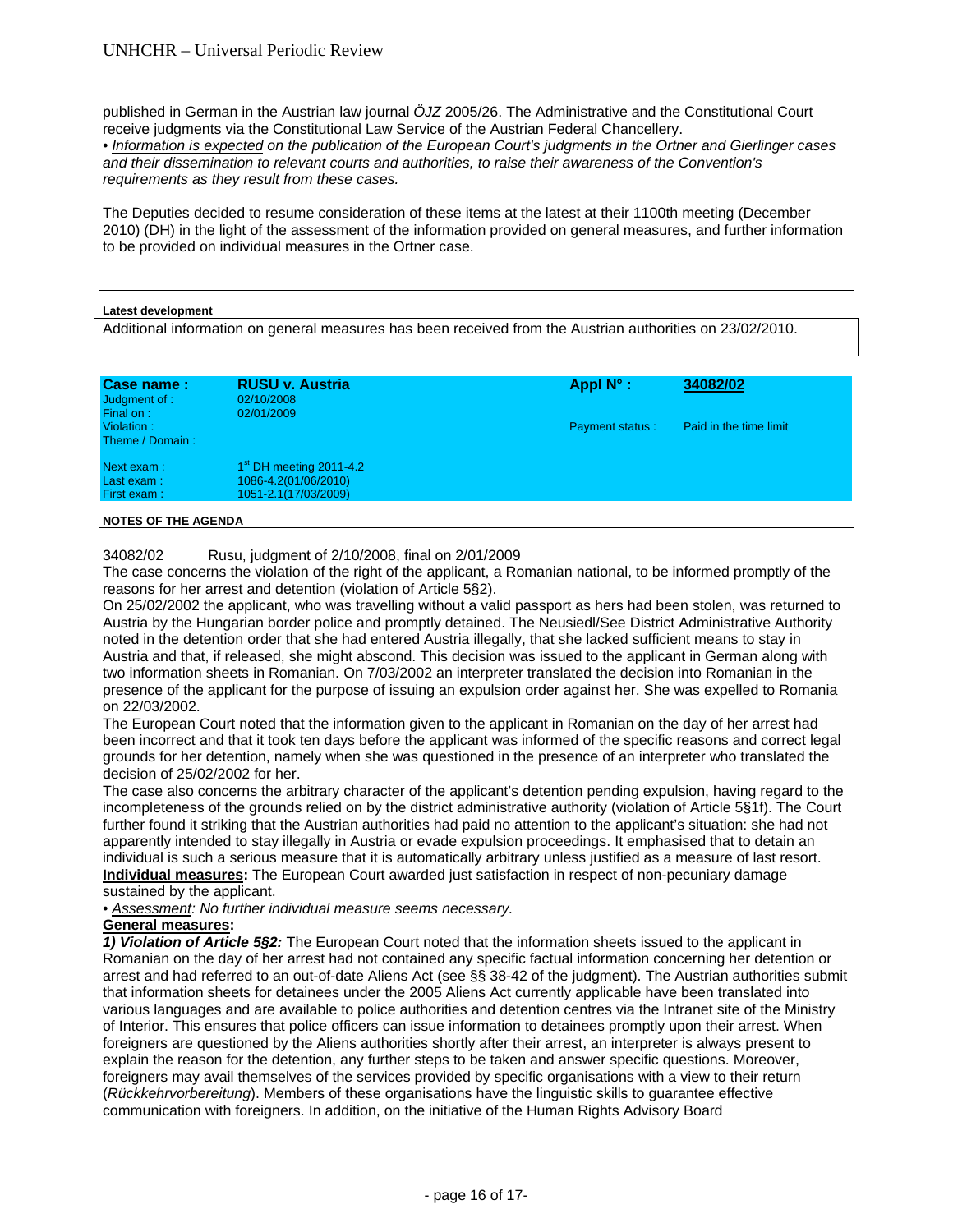published in German in the Austrian law journal *ÖJZ* 2005/26. The Administrative and the Constitutional Court receive judgments via the Constitutional Law Service of the Austrian Federal Chancellery.

• *Information is expected on the publication of the European Court's judgments in the Ortner and Gierlinger cases and their dissemination to relevant courts and authorities, to raise their awareness of the Convention's requirements as they result from these cases.*

The Deputies decided to resume consideration of these items at the latest at their 1100th meeting (December 2010) (DH) in the light of the assessment of the information provided on general measures, and further information to be provided on individual measures in the Ortner case.

**Latest development**

Additional information on general measures has been received from the Austrian authorities on 23/02/2010.

| **Case name :** | **RUSU v. Austria** | **Appl N° :** | **34082/02** |
|---|---|---|---|
| Judgment of : | 02/10/2008 | | |
| Final on : | 02/01/2009 | | |
| Violation : | | Payment status : | Paid in the time limit |
| Theme / Domain : | | | |
| Next exam : | 1st DH meeting 2011-4.2 | | |
| Last exam : | 1086-4.2(01/06/2010) | | |
| First exam : | 1051-2.1(17/03/2009) | | |

**NOTES OF THE AGENDA**

34082/02 Rusu, judgment of 2/10/2008, final on 2/01/2009

The case concerns the violation of the right of the applicant, a Romanian national, to be informed promptly of the reasons for her arrest and detention (violation of Article 5§2).

On 25/02/2002 the applicant, who was travelling without a valid passport as hers had been stolen, was returned to Austria by the Hungarian border police and promptly detained. The Neusiedl/See District Administrative Authority noted in the detention order that she had entered Austria illegally, that she lacked sufficient means to stay in Austria and that, if released, she might abscond. This decision was issued to the applicant in German along with two information sheets in Romanian. On 7/03/2002 an interpreter translated the decision into Romanian in the presence of the applicant for the purpose of issuing an expulsion order against her. She was expelled to Romania on 22/03/2002.

The European Court noted that the information given to the applicant in Romanian on the day of her arrest had been incorrect and that it took ten days before the applicant was informed of the specific reasons and correct legal grounds for her detention, namely when she was questioned in the presence of an interpreter who translated the decision of 25/02/2002 for her.

The case also concerns the arbitrary character of the applicant's detention pending expulsion, having regard to the incompleteness of the grounds relied on by the district administrative authority (violation of Article 5§1f). The Court further found it striking that the Austrian authorities had paid no attention to the applicant's situation: she had not apparently intended to stay illegally in Austria or evade expulsion proceedings. It emphasised that to detain an individual is such a serious measure that it is automatically arbitrary unless justified as a measure of last resort.

**Individual measures:** The European Court awarded just satisfaction in respect of non-pecuniary damage sustained by the applicant.

• *Assessment: No further individual measure seems necessary.*

**General measures:**

***1) Violation of Article 5§2:*** The European Court noted that the information sheets issued to the applicant in Romanian on the day of her arrest had not contained any specific factual information concerning her detention or arrest and had referred to an out-of-date Aliens Act (see §§ 38-42 of the judgment). The Austrian authorities submit that information sheets for detainees under the 2005 Aliens Act currently applicable have been translated into various languages and are available to police authorities and detention centres via the Intranet site of the Ministry of Interior. This ensures that police officers can issue information to detainees promptly upon their arrest. When foreigners are questioned by the Aliens authorities shortly after their arrest, an interpreter is always present to explain the reason for the detention, any further steps to be taken and answer specific questions. Moreover, foreigners may avail themselves of the services provided by specific organisations with a view to their return (*Rückkehrvorbereitung*). Members of these organisations have the linguistic skills to guarantee effective communication with foreigners. In addition, on the initiative of the Human Rights Advisory Board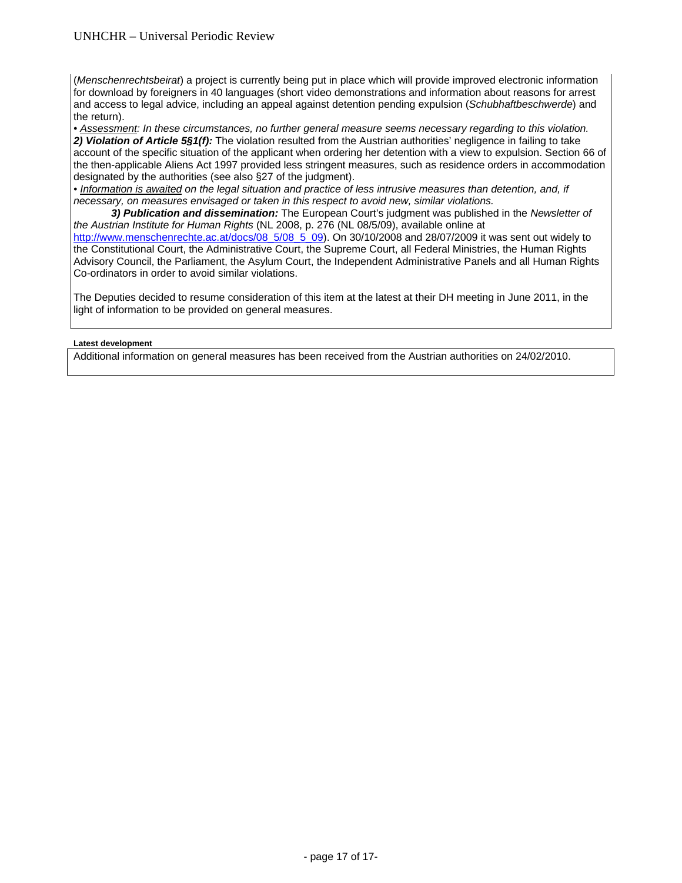(*Menschenrechtsbeirat*) a project is currently being put in place which will provide improved electronic information for download by foreigners in 40 languages (short video demonstrations and information about reasons for arrest and access to legal advice, including an appeal against detention pending expulsion (*Schubhaftbeschwerde*) and the return).

• *Assessment: In these circumstances, no further general measure seems necessary regarding to this violation.*

***2) Violation of Article 5§1(f):*** The violation resulted from the Austrian authorities' negligence in failing to take account of the specific situation of the applicant when ordering her detention with a view to expulsion. Section 66 of the then-applicable Aliens Act 1997 provided less stringent measures, such as residence orders in accommodation designated by the authorities (see also §27 of the judgment).

• *Information is awaited on the legal situation and practice of less intrusive measures than detention, and, if necessary, on measures envisaged or taken in this respect to avoid new, similar violations.*

***3) Publication and dissemination:*** The European Court's judgment was published in the *Newsletter of the Austrian Institute for Human Rights* (NL 2008, p. 276 (NL 08/5/09), available online at http://www.menschenrechte.ac.at/docs/08_5/08_5_09). On 30/10/2008 and 28/07/2009 it was sent out widely to the Constitutional Court, the Administrative Court, the Supreme Court, all Federal Ministries, the Human Rights Advisory Council, the Parliament, the Asylum Court, the Independent Administrative Panels and all Human Rights Co-ordinators in order to avoid similar violations.

The Deputies decided to resume consideration of this item at the latest at their DH meeting in June 2011, in the light of information to be provided on general measures.

**Latest development**

Additional information on general measures has been received from the Austrian authorities on 24/02/2010.